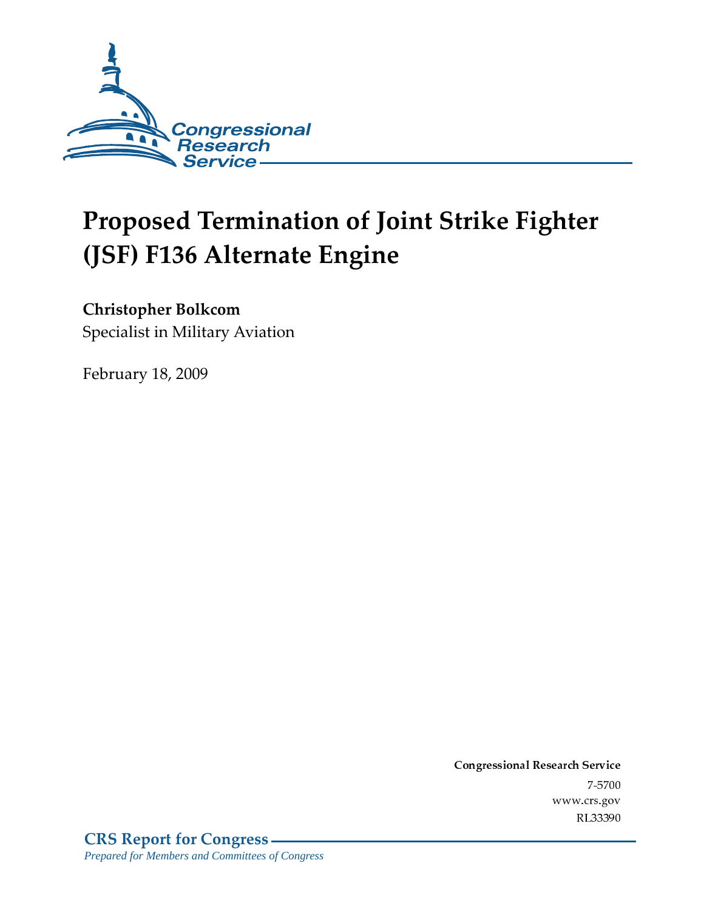Congressional Research Service

# Proposed Termination of Joint Strike Fighter (JSF) F136 Alternate Engine

**Christopher Bolkcom**
Specialist in Military Aviation

February 18, 2009

**Congressional Research Service**
7-5700
www.crs.gov
RL33390

**CRS Report for Congress**
*Prepared for Members and Committees of Congress*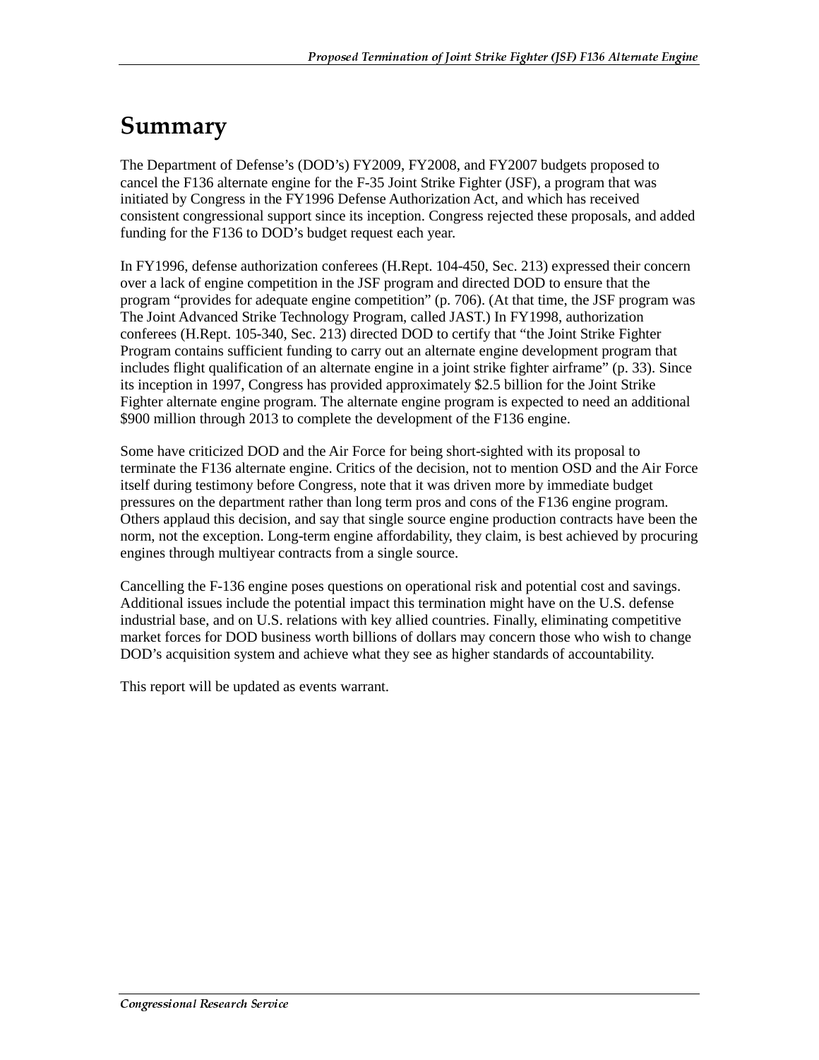# Summary

The Department of Defense's (DOD's) FY2009, FY2008, and FY2007 budgets proposed to cancel the F136 alternate engine for the F-35 Joint Strike Fighter (JSF), a program that was initiated by Congress in the FY1996 Defense Authorization Act, and which has received consistent congressional support since its inception. Congress rejected these proposals, and added funding for the F136 to DOD's budget request each year.

In FY1996, defense authorization conferees (H.Rept. 104-450, Sec. 213) expressed their concern over a lack of engine competition in the JSF program and directed DOD to ensure that the program "provides for adequate engine competition" (p. 706). (At that time, the JSF program was The Joint Advanced Strike Technology Program, called JAST.) In FY1998, authorization conferees (H.Rept. 105-340, Sec. 213) directed DOD to certify that "the Joint Strike Fighter Program contains sufficient funding to carry out an alternate engine development program that includes flight qualification of an alternate engine in a joint strike fighter airframe" (p. 33). Since its inception in 1997, Congress has provided approximately $2.5 billion for the Joint Strike Fighter alternate engine program. The alternate engine program is expected to need an additional $900 million through 2013 to complete the development of the F136 engine.

Some have criticized DOD and the Air Force for being short-sighted with its proposal to terminate the F136 alternate engine. Critics of the decision, not to mention OSD and the Air Force itself during testimony before Congress, note that it was driven more by immediate budget pressures on the department rather than long term pros and cons of the F136 engine program. Others applaud this decision, and say that single source engine production contracts have been the norm, not the exception. Long-term engine affordability, they claim, is best achieved by procuring engines through multiyear contracts from a single source.

Cancelling the F-136 engine poses questions on operational risk and potential cost and savings. Additional issues include the potential impact this termination might have on the U.S. defense industrial base, and on U.S. relations with key allied countries. Finally, eliminating competitive market forces for DOD business worth billions of dollars may concern those who wish to change DOD's acquisition system and achieve what they see as higher standards of accountability.

This report will be updated as events warrant.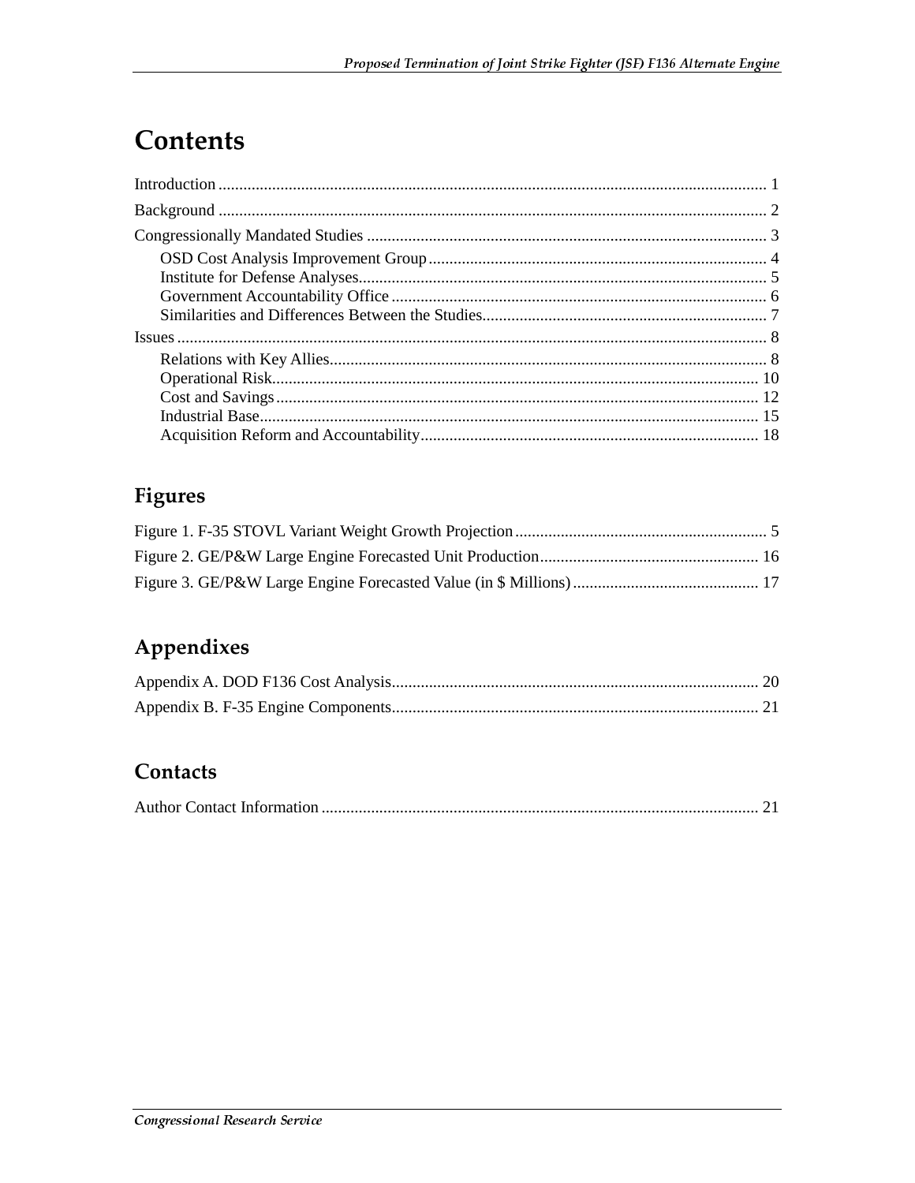# Contents

Introduction .................................................................................................................................... 1

Background ................................................................................................................................... 2

Congressionally Mandated Studies ................................................................................................ 3

OSD Cost Analysis Improvement Group ................................................................................. 4

Institute for Defense Analyses.................................................................................................. 5

Government Accountability Office .......................................................................................... 6

Similarities and Differences Between the Studies.................................................................... 7

Issues .............................................................................................................................................. 8

Relations with Key Allies......................................................................................................... 8

Operational Risk..................................................................................................................... 10

Cost and Savings .................................................................................................................... 12

Industrial Base........................................................................................................................ 15

Acquisition Reform and Accountability.................................................................................. 18

## Figures

Figure 1. F-35 STOVL Variant Weight Growth Projection ............................................................. 5

Figure 2. GE/P&W Large Engine Forecasted Unit Production..................................................... 16

Figure 3. GE/P&W Large Engine Forecasted Value (in $ Millions) ............................................ 17

## Appendixes

Appendix A. DOD F136 Cost Analysis........................................................................................ 20

Appendix B. F-35 Engine Components........................................................................................ 21

## Contacts

Author Contact Information ......................................................................................................... 21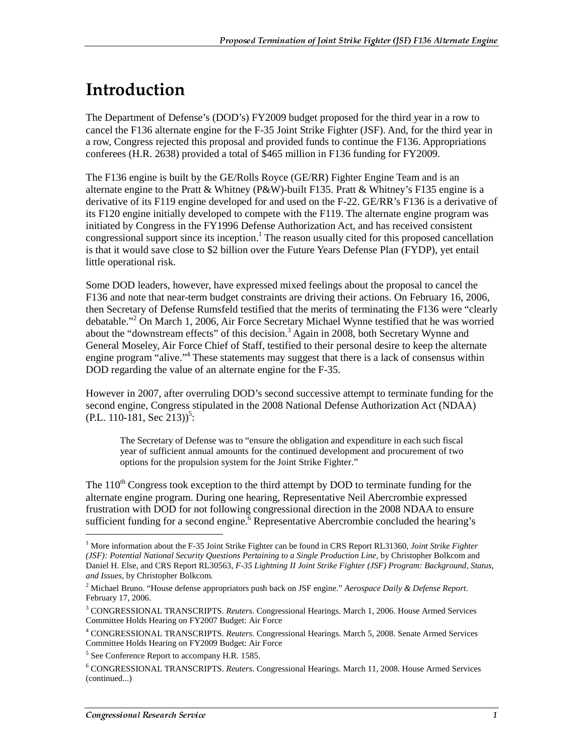# Introduction

The Department of Defense's (DOD's) FY2009 budget proposed for the third year in a row to cancel the F136 alternate engine for the F-35 Joint Strike Fighter (JSF). And, for the third year in a row, Congress rejected this proposal and provided funds to continue the F136. Appropriations conferees (H.R. 2638) provided a total of $465 million in F136 funding for FY2009.

The F136 engine is built by the GE/Rolls Royce (GE/RR) Fighter Engine Team and is an alternate engine to the Pratt & Whitney (P&W)-built F135. Pratt & Whitney's F135 engine is a derivative of its F119 engine developed for and used on the F-22. GE/RR's F136 is a derivative of its F120 engine initially developed to compete with the F119. The alternate engine program was initiated by Congress in the FY1996 Defense Authorization Act, and has received consistent congressional support since its inception.[1] The reason usually cited for this proposed cancellation is that it would save close to $2 billion over the Future Years Defense Plan (FYDP), yet entail little operational risk.

Some DOD leaders, however, have expressed mixed feelings about the proposal to cancel the F136 and note that near-term budget constraints are driving their actions. On February 16, 2006, then Secretary of Defense Rumsfeld testified that the merits of terminating the F136 were "clearly debatable."[2] On March 1, 2006, Air Force Secretary Michael Wynne testified that he was worried about the "downstream effects" of this decision.[3] Again in 2008, both Secretary Wynne and General Moseley, Air Force Chief of Staff, testified to their personal desire to keep the alternate engine program "alive."[4] These statements may suggest that there is a lack of consensus within DOD regarding the value of an alternate engine for the F-35.

However in 2007, after overruling DOD's second successive attempt to terminate funding for the second engine, Congress stipulated in the 2008 National Defense Authorization Act (NDAA) (P.L. 110-181, Sec 213))[5]:

> The Secretary of Defense was to "ensure the obligation and expenditure in each such fiscal year of sufficient annual amounts for the continued development and procurement of two options for the propulsion system for the Joint Strike Fighter."

The 110th Congress took exception to the third attempt by DOD to terminate funding for the alternate engine program. During one hearing, Representative Neil Abercrombie expressed frustration with DOD for not following congressional direction in the 2008 NDAA to ensure sufficient funding for a second engine.[6] Representative Abercrombie concluded the hearing's

---

[1] More information about the F-35 Joint Strike Fighter can be found in CRS Report RL31360, *Joint Strike Fighter (JSF): Potential National Security Questions Pertaining to a Single Production Line*, by Christopher Bolkcom and Daniel H. Else, and CRS Report RL30563, *F-35 Lightning II Joint Strike Fighter (JSF) Program: Background, Status, and Issues*, by Christopher Bolkcom.

[2] Michael Bruno. "House defense appropriators push back on JSF engine." *Aerospace Daily & Defense Report*. February 17, 2006.

[3] CONGRESSIONAL TRANSCRIPTS. *Reuters*. Congressional Hearings. March 1, 2006. House Armed Services Committee Holds Hearing on FY2007 Budget: Air Force

[4] CONGRESSIONAL TRANSCRIPTS. *Reuters*. Congressional Hearings. March 5, 2008. Senate Armed Services Committee Holds Hearing on FY2009 Budget: Air Force

[5] See Conference Report to accompany H.R. 1585.

[6] CONGRESSIONAL TRANSCRIPTS. *Reuters*. Congressional Hearings. March 11, 2008. House Armed Services (continued...)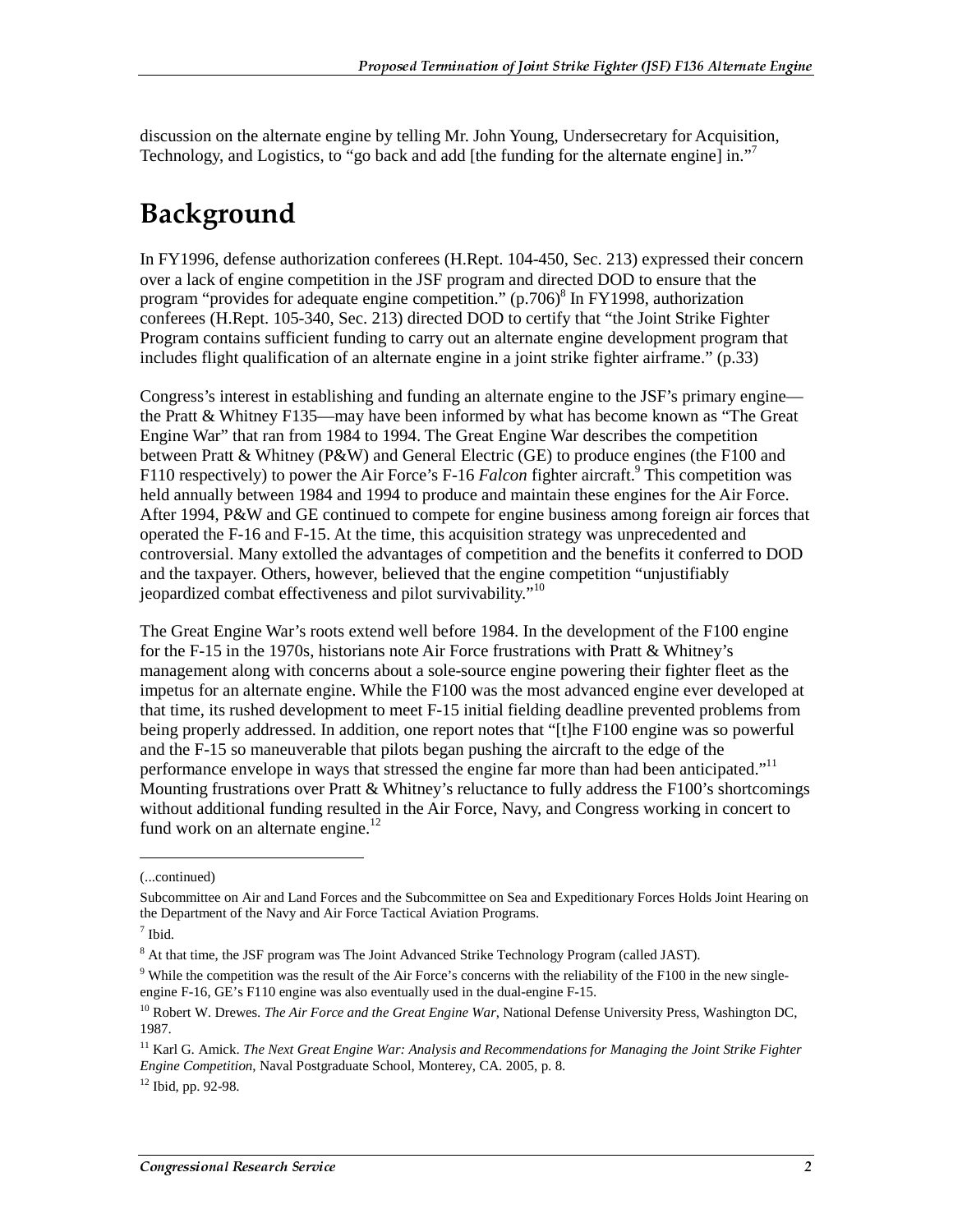discussion on the alternate engine by telling Mr. John Young, Undersecretary for Acquisition, Technology, and Logistics, to "go back and add [the funding for the alternate engine] in."[7]

# Background

In FY1996, defense authorization conferees (H.Rept. 104-450, Sec. 213) expressed their concern over a lack of engine competition in the JSF program and directed DOD to ensure that the program "provides for adequate engine competition." (p.706)[8] In FY1998, authorization conferees (H.Rept. 105-340, Sec. 213) directed DOD to certify that "the Joint Strike Fighter Program contains sufficient funding to carry out an alternate engine development program that includes flight qualification of an alternate engine in a joint strike fighter airframe." (p.33)

Congress's interest in establishing and funding an alternate engine to the JSF's primary engine—the Pratt & Whitney F135—may have been informed by what has become known as "The Great Engine War" that ran from 1984 to 1994. The Great Engine War describes the competition between Pratt & Whitney (P&W) and General Electric (GE) to produce engines (the F100 and F110 respectively) to power the Air Force's F-16 *Falcon* fighter aircraft.[9] This competition was held annually between 1984 and 1994 to produce and maintain these engines for the Air Force. After 1994, P&W and GE continued to compete for engine business among foreign air forces that operated the F-16 and F-15. At the time, this acquisition strategy was unprecedented and controversial. Many extolled the advantages of competition and the benefits it conferred to DOD and the taxpayer. Others, however, believed that the engine competition "unjustifiably jeopardized combat effectiveness and pilot survivability."[10]

The Great Engine War's roots extend well before 1984. In the development of the F100 engine for the F-15 in the 1970s, historians note Air Force frustrations with Pratt & Whitney's management along with concerns about a sole-source engine powering their fighter fleet as the impetus for an alternate engine. While the F100 was the most advanced engine ever developed at that time, its rushed development to meet F-15 initial fielding deadline prevented problems from being properly addressed. In addition, one report notes that "[t]he F100 engine was so powerful and the F-15 so maneuverable that pilots began pushing the aircraft to the edge of the performance envelope in ways that stressed the engine far more than had been anticipated."[11] Mounting frustrations over Pratt & Whitney's reluctance to fully address the F100's shortcomings without additional funding resulted in the Air Force, Navy, and Congress working in concert to fund work on an alternate engine.[12]

(...continued)

Subcommittee on Air and Land Forces and the Subcommittee on Sea and Expeditionary Forces Holds Joint Hearing on the Department of the Navy and Air Force Tactical Aviation Programs.

[7] Ibid.

[8] At that time, the JSF program was The Joint Advanced Strike Technology Program (called JAST).

[9] While the competition was the result of the Air Force's concerns with the reliability of the F100 in the new single-engine F-16, GE's F110 engine was also eventually used in the dual-engine F-15.

[10] Robert W. Drewes. *The Air Force and the Great Engine War*, National Defense University Press, Washington DC, 1987.

[11] Karl G. Amick. *The Next Great Engine War: Analysis and Recommendations for Managing the Joint Strike Fighter Engine Competition*, Naval Postgraduate School, Monterey, CA. 2005, p. 8.

[12] Ibid, pp. 92-98.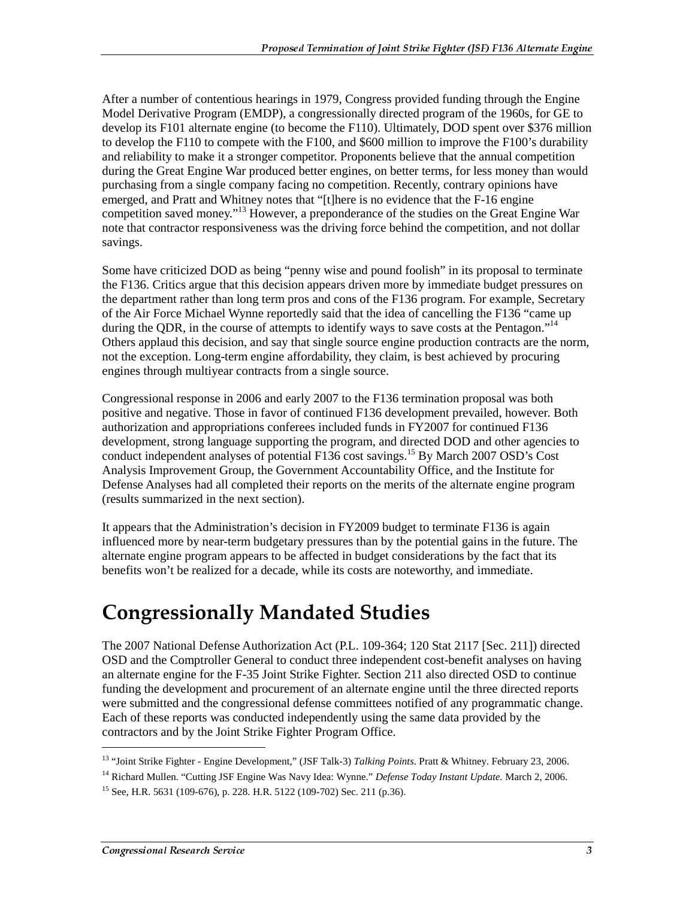After a number of contentious hearings in 1979, Congress provided funding through the Engine Model Derivative Program (EMDP), a congressionally directed program of the 1960s, for GE to develop its F101 alternate engine (to become the F110). Ultimately, DOD spent over $376 million to develop the F110 to compete with the F100, and $600 million to improve the F100's durability and reliability to make it a stronger competitor. Proponents believe that the annual competition during the Great Engine War produced better engines, on better terms, for less money than would purchasing from a single company facing no competition. Recently, contrary opinions have emerged, and Pratt and Whitney notes that "[t]here is no evidence that the F-16 engine competition saved money."[13] However, a preponderance of the studies on the Great Engine War note that contractor responsiveness was the driving force behind the competition, and not dollar savings.

Some have criticized DOD as being "penny wise and pound foolish" in its proposal to terminate the F136. Critics argue that this decision appears driven more by immediate budget pressures on the department rather than long term pros and cons of the F136 program. For example, Secretary of the Air Force Michael Wynne reportedly said that the idea of cancelling the F136 "came up during the QDR, in the course of attempts to identify ways to save costs at the Pentagon."[14] Others applaud this decision, and say that single source engine production contracts are the norm, not the exception. Long-term engine affordability, they claim, is best achieved by procuring engines through multiyear contracts from a single source.

Congressional response in 2006 and early 2007 to the F136 termination proposal was both positive and negative. Those in favor of continued F136 development prevailed, however. Both authorization and appropriations conferees included funds in FY2007 for continued F136 development, strong language supporting the program, and directed DOD and other agencies to conduct independent analyses of potential F136 cost savings.[15] By March 2007 OSD's Cost Analysis Improvement Group, the Government Accountability Office, and the Institute for Defense Analyses had all completed their reports on the merits of the alternate engine program (results summarized in the next section).

It appears that the Administration's decision in FY2009 budget to terminate F136 is again influenced more by near-term budgetary pressures than by the potential gains in the future. The alternate engine program appears to be affected in budget considerations by the fact that its benefits won't be realized for a decade, while its costs are noteworthy, and immediate.

# Congressionally Mandated Studies

The 2007 National Defense Authorization Act (P.L. 109-364; 120 Stat 2117 [Sec. 211]) directed OSD and the Comptroller General to conduct three independent cost-benefit analyses on having an alternate engine for the F-35 Joint Strike Fighter. Section 211 also directed OSD to continue funding the development and procurement of an alternate engine until the three directed reports were submitted and the congressional defense committees notified of any programmatic change. Each of these reports was conducted independently using the same data provided by the contractors and by the Joint Strike Fighter Program Office.

[13] "Joint Strike Fighter - Engine Development," (JSF Talk-3) *Talking Points*. Pratt & Whitney. February 23, 2006.

[14] Richard Mullen. "Cutting JSF Engine Was Navy Idea: Wynne." *Defense Today Instant Update.* March 2, 2006.

[15] See, H.R. 5631 (109-676), p. 228. H.R. 5122 (109-702) Sec. 211 (p.36).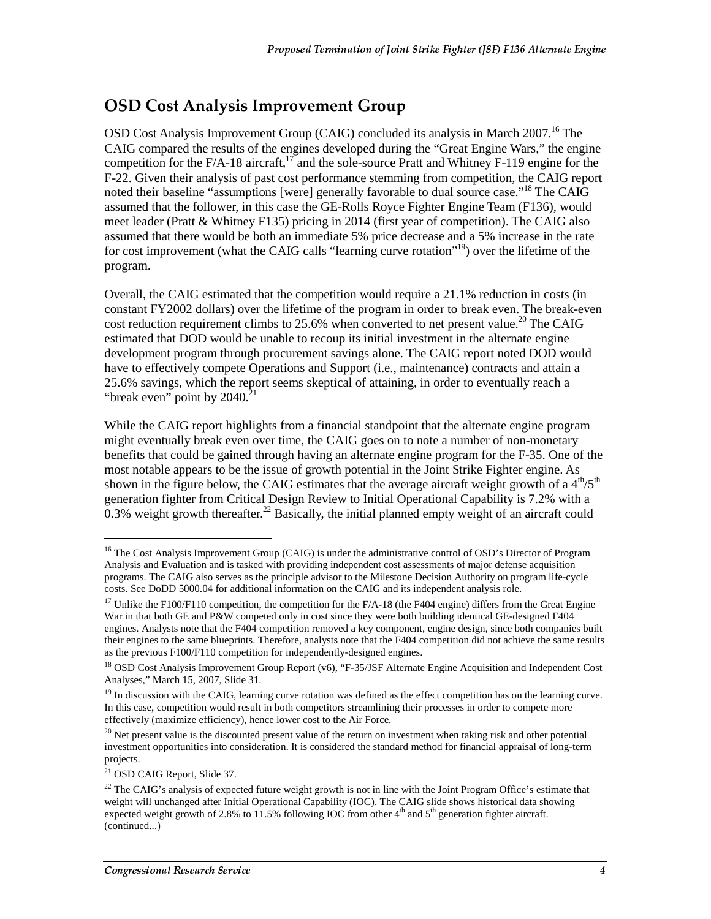## OSD Cost Analysis Improvement Group

OSD Cost Analysis Improvement Group (CAIG) concluded its analysis in March 2007.[16] The CAIG compared the results of the engines developed during the "Great Engine Wars," the engine competition for the F/A-18 aircraft,[17] and the sole-source Pratt and Whitney F-119 engine for the F-22. Given their analysis of past cost performance stemming from competition, the CAIG report noted their baseline "assumptions [were] generally favorable to dual source case."[18] The CAIG assumed that the follower, in this case the GE-Rolls Royce Fighter Engine Team (F136), would meet leader (Pratt & Whitney F135) pricing in 2014 (first year of competition). The CAIG also assumed that there would be both an immediate 5% price decrease and a 5% increase in the rate for cost improvement (what the CAIG calls "learning curve rotation"[19]) over the lifetime of the program.

Overall, the CAIG estimated that the competition would require a 21.1% reduction in costs (in constant FY2002 dollars) over the lifetime of the program in order to break even. The break-even cost reduction requirement climbs to 25.6% when converted to net present value.[20] The CAIG estimated that DOD would be unable to recoup its initial investment in the alternate engine development program through procurement savings alone. The CAIG report noted DOD would have to effectively compete Operations and Support (i.e., maintenance) contracts and attain a 25.6% savings, which the report seems skeptical of attaining, in order to eventually reach a "break even" point by 2040.[21]

While the CAIG report highlights from a financial standpoint that the alternate engine program might eventually break even over time, the CAIG goes on to note a number of non-monetary benefits that could be gained through having an alternate engine program for the F-35. One of the most notable appears to be the issue of growth potential in the Joint Strike Fighter engine. As shown in the figure below, the CAIG estimates that the average aircraft weight growth of a 4th/5th generation fighter from Critical Design Review to Initial Operational Capability is 7.2% with a 0.3% weight growth thereafter.[22] Basically, the initial planned empty weight of an aircraft could

---

[16] The Cost Analysis Improvement Group (CAIG) is under the administrative control of OSD's Director of Program Analysis and Evaluation and is tasked with providing independent cost assessments of major defense acquisition programs. The CAIG also serves as the principle advisor to the Milestone Decision Authority on program life-cycle costs. See DoDD 5000.04 for additional information on the CAIG and its independent analysis role.

[17] Unlike the F100/F110 competition, the competition for the F/A-18 (the F404 engine) differs from the Great Engine War in that both GE and P&W competed only in cost since they were both building identical GE-designed F404 engines. Analysts note that the F404 competition removed a key component, engine design, since both companies built their engines to the same blueprints. Therefore, analysts note that the F404 competition did not achieve the same results as the previous F100/F110 competition for independently-designed engines.

[18] OSD Cost Analysis Improvement Group Report (v6), "F-35/JSF Alternate Engine Acquisition and Independent Cost Analyses," March 15, 2007, Slide 31.

[19] In discussion with the CAIG, learning curve rotation was defined as the effect competition has on the learning curve. In this case, competition would result in both competitors streamlining their processes in order to compete more effectively (maximize efficiency), hence lower cost to the Air Force.

[20] Net present value is the discounted present value of the return on investment when taking risk and other potential investment opportunities into consideration. It is considered the standard method for financial appraisal of long-term projects.

[21] OSD CAIG Report, Slide 37.

[22] The CAIG's analysis of expected future weight growth is not in line with the Joint Program Office's estimate that weight will unchanged after Initial Operational Capability (IOC). The CAIG slide shows historical data showing expected weight growth of 2.8% to 11.5% following IOC from other 4th and 5th generation fighter aircraft. (continued...)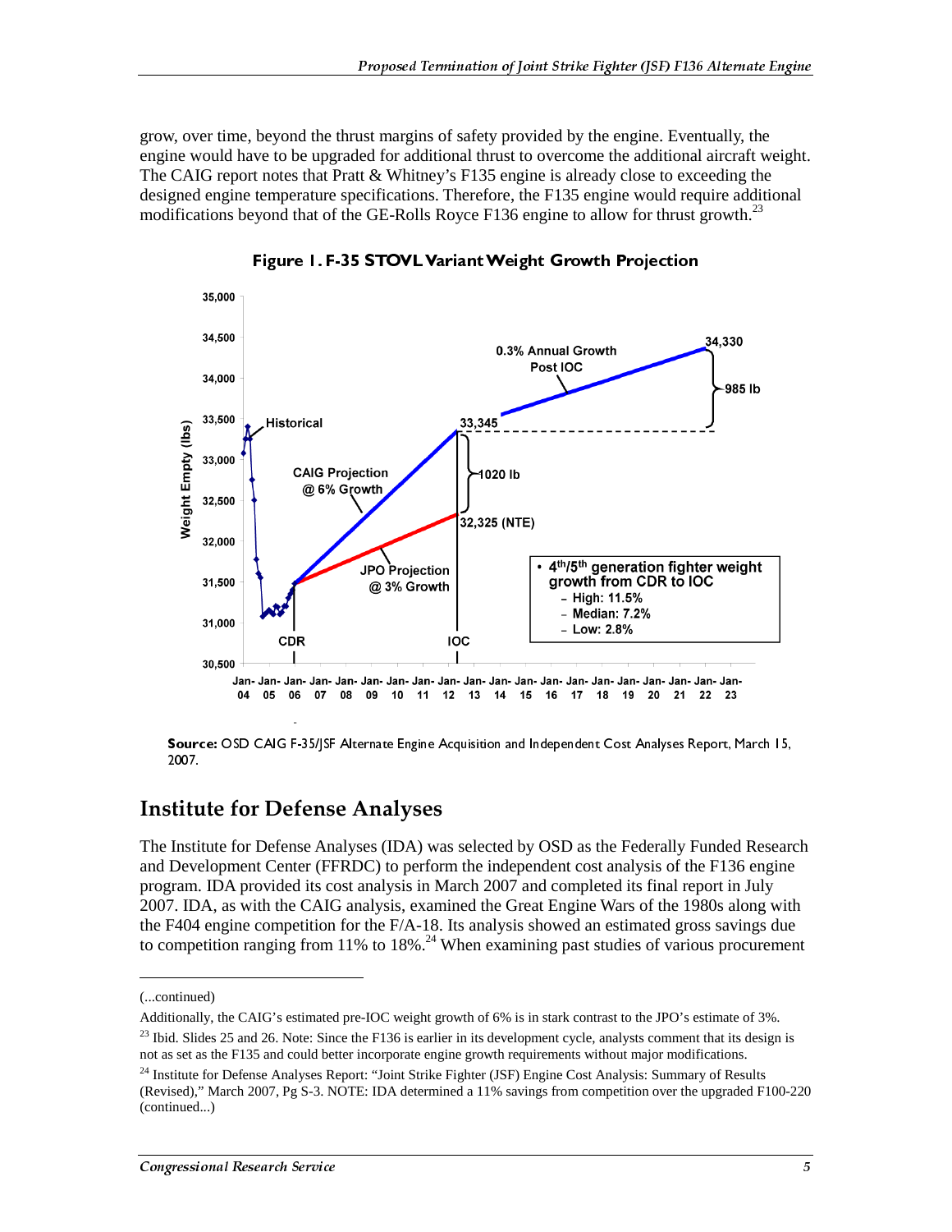grow, over time, beyond the thrust margins of safety provided by the engine. Eventually, the engine would have to be upgraded for additional thrust to overcome the additional aircraft weight. The CAIG report notes that Pratt & Whitney's F135 engine is already close to exceeding the designed engine temperature specifications. Therefore, the F135 engine would require additional modifications beyond that of the GE-Rolls Royce F136 engine to allow for thrust growth.[23]

**Figure 1. F-35 STOVL Variant Weight Growth Projection**

**Source:** OSD CAIG F-35/JSF Alternate Engine Acquisition and Independent Cost Analyses Report, March 15, 2007.

## Institute for Defense Analyses

The Institute for Defense Analyses (IDA) was selected by OSD as the Federally Funded Research and Development Center (FFRDC) to perform the independent cost analysis of the F136 engine program. IDA provided its cost analysis in March 2007 and completed its final report in July 2007. IDA, as with the CAIG analysis, examined the Great Engine Wars of the 1980s along with the F404 engine competition for the F/A-18. Its analysis showed an estimated gross savings due to competition ranging from 11% to 18%.[24] When examining past studies of various procurement

---

(...continued)

Additionally, the CAIG's estimated pre-IOC weight growth of 6% is in stark contrast to the JPO's estimate of 3%.

[23] Ibid. Slides 25 and 26. Note: Since the F136 is earlier in its development cycle, analysts comment that its design is not as set as the F135 and could better incorporate engine growth requirements without major modifications.

[24] Institute for Defense Analyses Report: "Joint Strike Fighter (JSF) Engine Cost Analysis: Summary of Results (Revised)," March 2007, Pg S-3. NOTE: IDA determined a 11% savings from competition over the upgraded F100-220 (continued...)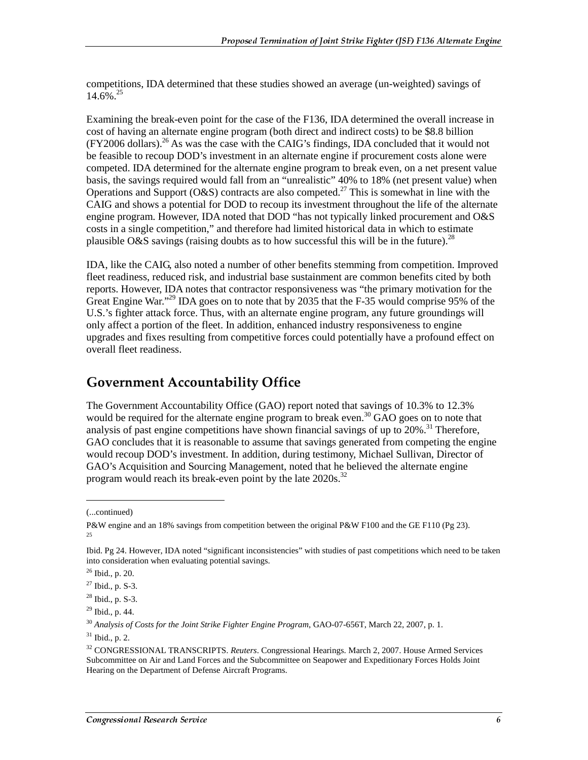competitions, IDA determined that these studies showed an average (un-weighted) savings of 14.6%.[25]

Examining the break-even point for the case of the F136, IDA determined the overall increase in cost of having an alternate engine program (both direct and indirect costs) to be $8.8 billion (FY2006 dollars).[26] As was the case with the CAIG's findings, IDA concluded that it would not be feasible to recoup DOD's investment in an alternate engine if procurement costs alone were competed. IDA determined for the alternate engine program to break even, on a net present value basis, the savings required would fall from an "unrealistic" 40% to 18% (net present value) when Operations and Support (O&S) contracts are also competed.[27] This is somewhat in line with the CAIG and shows a potential for DOD to recoup its investment throughout the life of the alternate engine program. However, IDA noted that DOD "has not typically linked procurement and O&S costs in a single competition," and therefore had limited historical data in which to estimate plausible O&S savings (raising doubts as to how successful this will be in the future).[28]

IDA, like the CAIG, also noted a number of other benefits stemming from competition. Improved fleet readiness, reduced risk, and industrial base sustainment are common benefits cited by both reports. However, IDA notes that contractor responsiveness was "the primary motivation for the Great Engine War."[29] IDA goes on to note that by 2035 that the F-35 would comprise 95% of the U.S.'s fighter attack force. Thus, with an alternate engine program, any future groundings will only affect a portion of the fleet. In addition, enhanced industry responsiveness to engine upgrades and fixes resulting from competitive forces could potentially have a profound effect on overall fleet readiness.

## Government Accountability Office

The Government Accountability Office (GAO) report noted that savings of 10.3% to 12.3% would be required for the alternate engine program to break even.[30] GAO goes on to note that analysis of past engine competitions have shown financial savings of up to 20%.[31] Therefore, GAO concludes that it is reasonable to assume that savings generated from competing the engine would recoup DOD's investment. In addition, during testimony, Michael Sullivan, Director of GAO's Acquisition and Sourcing Management, noted that he believed the alternate engine program would reach its break-even point by the late 2020s.[32]

---

(...continued)

P&W engine and an 18% savings from competition between the original P&W F100 and the GE F110 (Pg 23).

[25] Ibid. Pg 24. However, IDA noted "significant inconsistencies" with studies of past competitions which need to be taken into consideration when evaluating potential savings.

[26] Ibid., p. 20.

[27] Ibid., p. S-3.

[28] Ibid., p. S-3.

[29] Ibid., p. 44.

[30] *Analysis of Costs for the Joint Strike Fighter Engine Program*, GAO-07-656T, March 22, 2007, p. 1.

[31] Ibid., p. 2.

[32] CONGRESSIONAL TRANSCRIPTS. *Reuters*. Congressional Hearings. March 2, 2007. House Armed Services Subcommittee on Air and Land Forces and the Subcommittee on Seapower and Expeditionary Forces Holds Joint Hearing on the Department of Defense Aircraft Programs.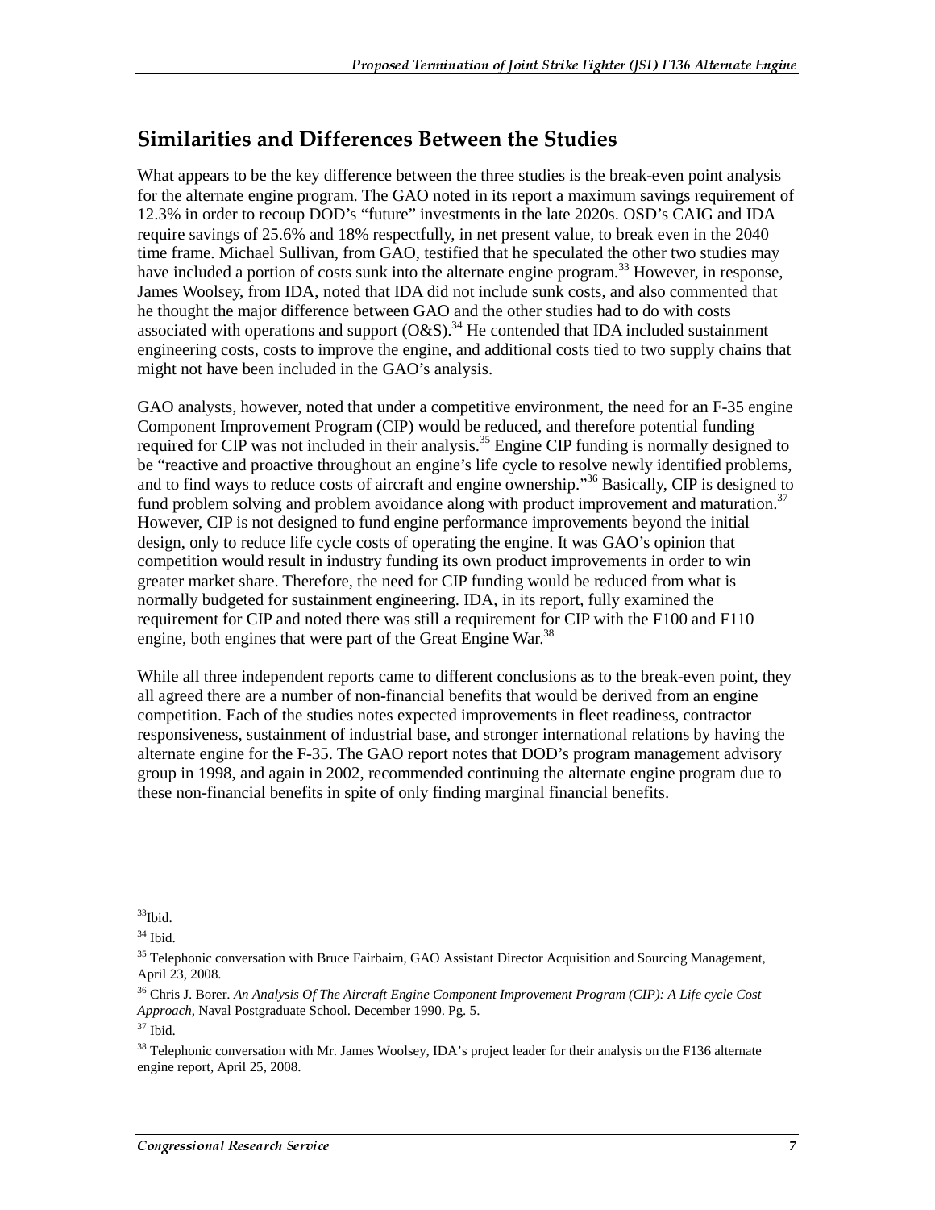## Similarities and Differences Between the Studies

What appears to be the key difference between the three studies is the break-even point analysis for the alternate engine program. The GAO noted in its report a maximum savings requirement of 12.3% in order to recoup DOD's "future" investments in the late 2020s. OSD's CAIG and IDA require savings of 25.6% and 18% respectfully, in net present value, to break even in the 2040 time frame. Michael Sullivan, from GAO, testified that he speculated the other two studies may have included a portion of costs sunk into the alternate engine program.[33] However, in response, James Woolsey, from IDA, noted that IDA did not include sunk costs, and also commented that he thought the major difference between GAO and the other studies had to do with costs associated with operations and support (O&S).[34] He contended that IDA included sustainment engineering costs, costs to improve the engine, and additional costs tied to two supply chains that might not have been included in the GAO's analysis.

GAO analysts, however, noted that under a competitive environment, the need for an F-35 engine Component Improvement Program (CIP) would be reduced, and therefore potential funding required for CIP was not included in their analysis.[35] Engine CIP funding is normally designed to be "reactive and proactive throughout an engine's life cycle to resolve newly identified problems, and to find ways to reduce costs of aircraft and engine ownership."[36] Basically, CIP is designed to fund problem solving and problem avoidance along with product improvement and maturation.[37] However, CIP is not designed to fund engine performance improvements beyond the initial design, only to reduce life cycle costs of operating the engine. It was GAO's opinion that competition would result in industry funding its own product improvements in order to win greater market share. Therefore, the need for CIP funding would be reduced from what is normally budgeted for sustainment engineering. IDA, in its report, fully examined the requirement for CIP and noted there was still a requirement for CIP with the F100 and F110 engine, both engines that were part of the Great Engine War.[38]

While all three independent reports came to different conclusions as to the break-even point, they all agreed there are a number of non-financial benefits that would be derived from an engine competition. Each of the studies notes expected improvements in fleet readiness, contractor responsiveness, sustainment of industrial base, and stronger international relations by having the alternate engine for the F-35. The GAO report notes that DOD's program management advisory group in 1998, and again in 2002, recommended continuing the alternate engine program due to these non-financial benefits in spite of only finding marginal financial benefits.

---

[33] Ibid.

[34] Ibid.

[35] Telephonic conversation with Bruce Fairbairn, GAO Assistant Director Acquisition and Sourcing Management, April 23, 2008.

[36] Chris J. Borer. *An Analysis Of The Aircraft Engine Component Improvement Program (CIP): A Life cycle Cost Approach*, Naval Postgraduate School. December 1990. Pg. 5.

[37] Ibid.

[38] Telephonic conversation with Mr. James Woolsey, IDA's project leader for their analysis on the F136 alternate engine report, April 25, 2008.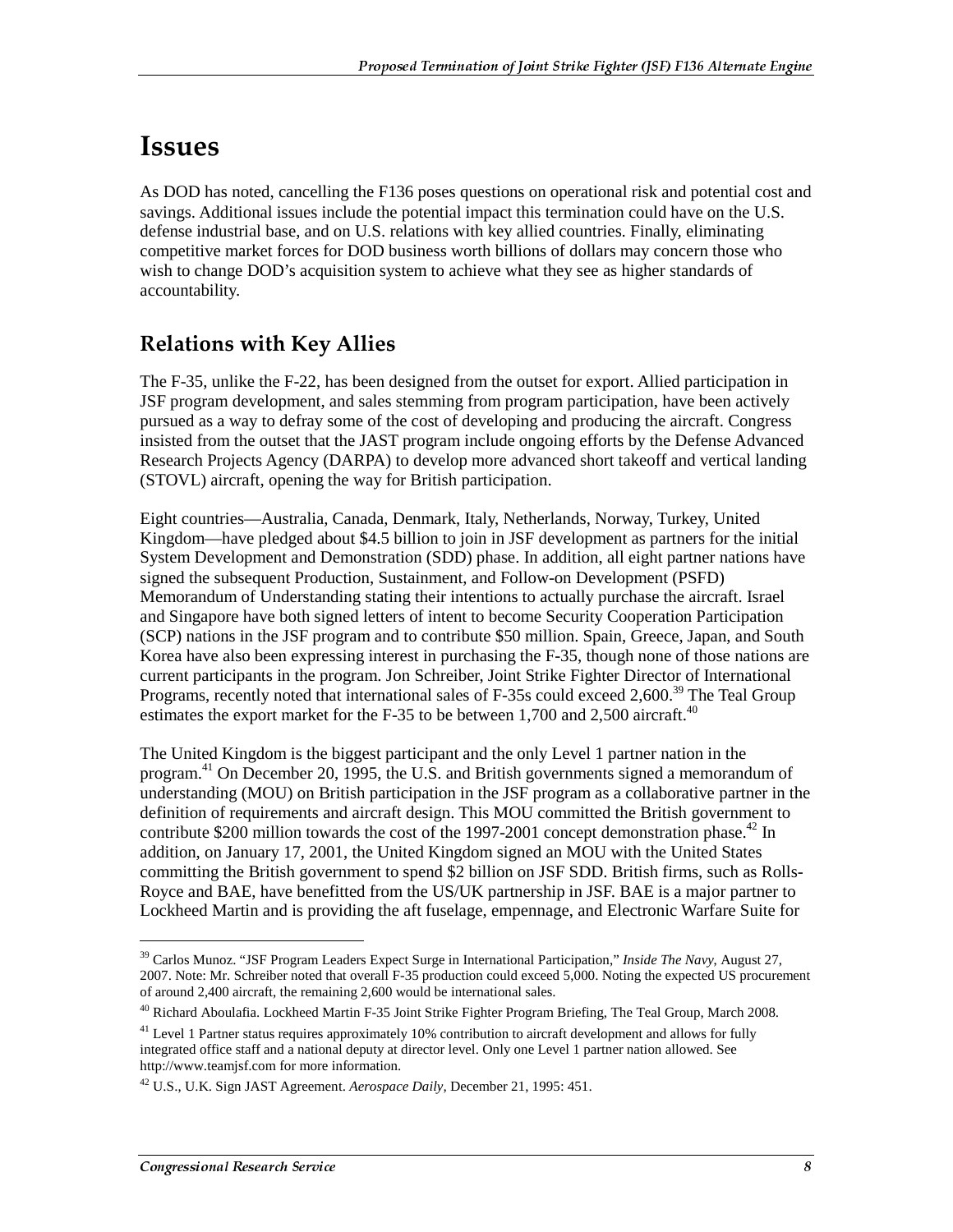# Issues

As DOD has noted, cancelling the F136 poses questions on operational risk and potential cost and savings. Additional issues include the potential impact this termination could have on the U.S. defense industrial base, and on U.S. relations with key allied countries. Finally, eliminating competitive market forces for DOD business worth billions of dollars may concern those who wish to change DOD's acquisition system to achieve what they see as higher standards of accountability.

## Relations with Key Allies

The F-35, unlike the F-22, has been designed from the outset for export. Allied participation in JSF program development, and sales stemming from program participation, have been actively pursued as a way to defray some of the cost of developing and producing the aircraft. Congress insisted from the outset that the JAST program include ongoing efforts by the Defense Advanced Research Projects Agency (DARPA) to develop more advanced short takeoff and vertical landing (STOVL) aircraft, opening the way for British participation.

Eight countries—Australia, Canada, Denmark, Italy, Netherlands, Norway, Turkey, United Kingdom—have pledged about $4.5 billion to join in JSF development as partners for the initial System Development and Demonstration (SDD) phase. In addition, all eight partner nations have signed the subsequent Production, Sustainment, and Follow-on Development (PSFD) Memorandum of Understanding stating their intentions to actually purchase the aircraft. Israel and Singapore have both signed letters of intent to become Security Cooperation Participation (SCP) nations in the JSF program and to contribute $50 million. Spain, Greece, Japan, and South Korea have also been expressing interest in purchasing the F-35, though none of those nations are current participants in the program. Jon Schreiber, Joint Strike Fighter Director of International Programs, recently noted that international sales of F-35s could exceed 2,600.[39] The Teal Group estimates the export market for the F-35 to be between 1,700 and 2,500 aircraft.[40]

The United Kingdom is the biggest participant and the only Level 1 partner nation in the program.[41] On December 20, 1995, the U.S. and British governments signed a memorandum of understanding (MOU) on British participation in the JSF program as a collaborative partner in the definition of requirements and aircraft design. This MOU committed the British government to contribute $200 million towards the cost of the 1997-2001 concept demonstration phase.[42] In addition, on January 17, 2001, the United Kingdom signed an MOU with the United States committing the British government to spend $2 billion on JSF SDD. British firms, such as Rolls-Royce and BAE, have benefitted from the US/UK partnership in JSF. BAE is a major partner to Lockheed Martin and is providing the aft fuselage, empennage, and Electronic Warfare Suite for

---

[39] Carlos Munoz. "JSF Program Leaders Expect Surge in International Participation," *Inside The Navy*, August 27, 2007. Note: Mr. Schreiber noted that overall F-35 production could exceed 5,000. Noting the expected US procurement of around 2,400 aircraft, the remaining 2,600 would be international sales.

[40] Richard Aboulafia. Lockheed Martin F-35 Joint Strike Fighter Program Briefing, The Teal Group, March 2008.

[41] Level 1 Partner status requires approximately 10% contribution to aircraft development and allows for fully integrated office staff and a national deputy at director level. Only one Level 1 partner nation allowed. See http://www.teamjsf.com for more information.

[42] U.S., U.K. Sign JAST Agreement. *Aerospace Daily*, December 21, 1995: 451.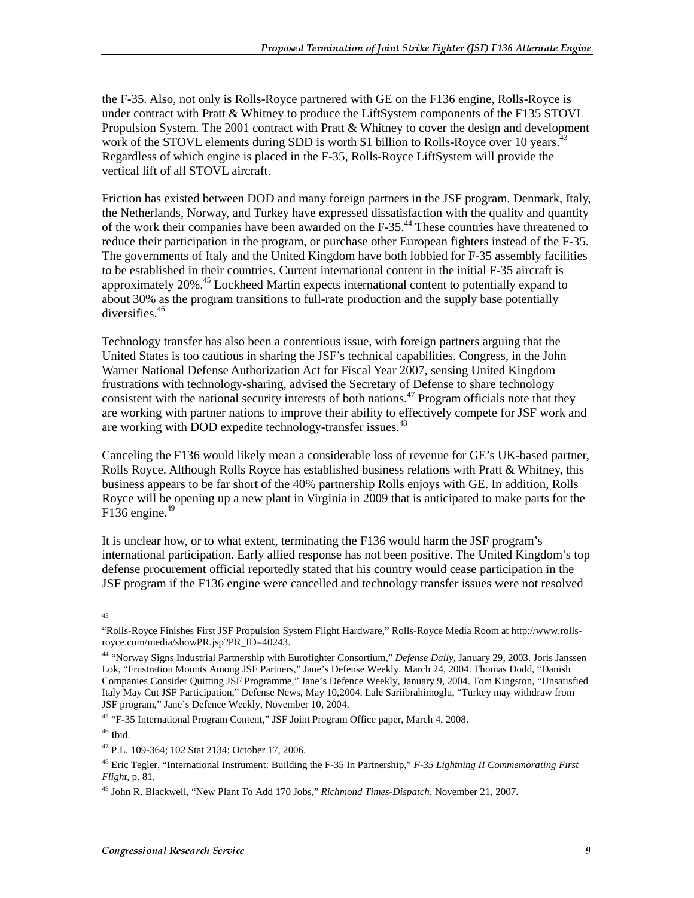the F-35. Also, not only is Rolls-Royce partnered with GE on the F136 engine, Rolls-Royce is under contract with Pratt & Whitney to produce the LiftSystem components of the F135 STOVL Propulsion System. The 2001 contract with Pratt & Whitney to cover the design and development work of the STOVL elements during SDD is worth $1 billion to Rolls-Royce over 10 years.[43] Regardless of which engine is placed in the F-35, Rolls-Royce LiftSystem will provide the vertical lift of all STOVL aircraft.

Friction has existed between DOD and many foreign partners in the JSF program. Denmark, Italy, the Netherlands, Norway, and Turkey have expressed dissatisfaction with the quality and quantity of the work their companies have been awarded on the F-35.[44] These countries have threatened to reduce their participation in the program, or purchase other European fighters instead of the F-35. The governments of Italy and the United Kingdom have both lobbied for F-35 assembly facilities to be established in their countries. Current international content in the initial F-35 aircraft is approximately 20%.[45] Lockheed Martin expects international content to potentially expand to about 30% as the program transitions to full-rate production and the supply base potentially diversifies.[46]

Technology transfer has also been a contentious issue, with foreign partners arguing that the United States is too cautious in sharing the JSF's technical capabilities. Congress, in the John Warner National Defense Authorization Act for Fiscal Year 2007, sensing United Kingdom frustrations with technology-sharing, advised the Secretary of Defense to share technology consistent with the national security interests of both nations.[47] Program officials note that they are working with partner nations to improve their ability to effectively compete for JSF work and are working with DOD expedite technology-transfer issues.[48]

Canceling the F136 would likely mean a considerable loss of revenue for GE's UK-based partner, Rolls Royce. Although Rolls Royce has established business relations with Pratt & Whitney, this business appears to be far short of the 40% partnership Rolls enjoys with GE. In addition, Rolls Royce will be opening up a new plant in Virginia in 2009 that is anticipated to make parts for the F136 engine.[49]

It is unclear how, or to what extent, terminating the F136 would harm the JSF program's international participation. Early allied response has not been positive. The United Kingdom's top defense procurement official reportedly stated that his country would cease participation in the JSF program if the F136 engine were cancelled and technology transfer issues were not resolved

---

[43] "Rolls-Royce Finishes First JSF Propulsion System Flight Hardware," Rolls-Royce Media Room at http://www.rolls-royce.com/media/showPR.jsp?PR_ID=40243.

[44] "Norway Signs Industrial Partnership with Eurofighter Consortium," *Defense Daily*, January 29, 2003. Joris Janssen Lok, "Frustration Mounts Among JSF Partners," Jane's Defense Weekly. March 24, 2004. Thomas Dodd, "Danish Companies Consider Quitting JSF Programme," Jane's Defence Weekly, January 9, 2004. Tom Kingston, "Unsatisfied Italy May Cut JSF Participation," Defense News, May 10,2004. Lale Sariibrahimoglu, "Turkey may withdraw from JSF program," Jane's Defence Weekly, November 10, 2004.

[45] "F-35 International Program Content," JSF Joint Program Office paper, March 4, 2008.

[46] Ibid.

[47] P.L. 109-364; 102 Stat 2134; October 17, 2006.

[48] Eric Tegler, "International Instrument: Building the F-35 In Partnership," *F-35 Lightning II Commemorating First Flight*, p. 81.

[49] John R. Blackwell, "New Plant To Add 170 Jobs," *Richmond Times-Dispatch*, November 21, 2007.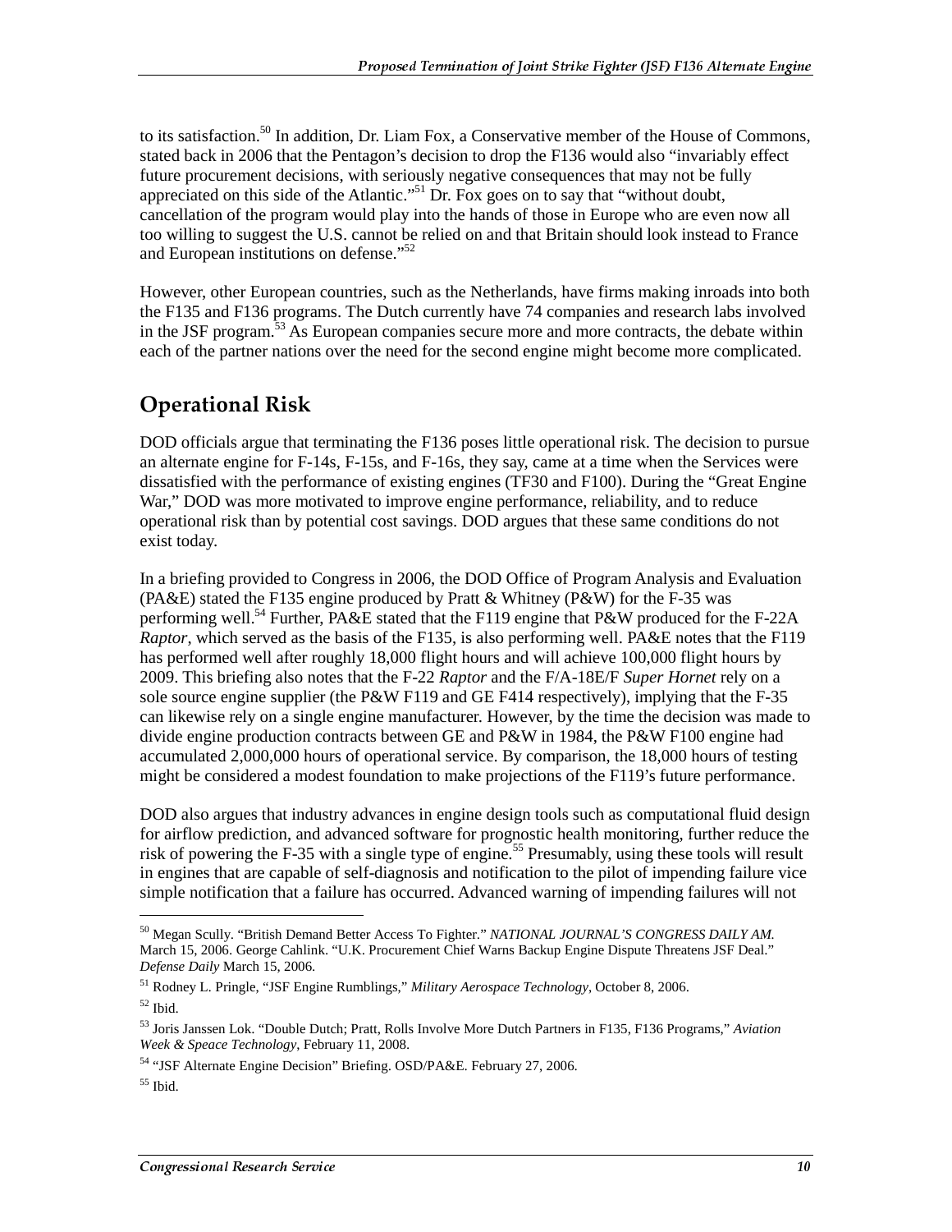to its satisfaction.[50] In addition, Dr. Liam Fox, a Conservative member of the House of Commons, stated back in 2006 that the Pentagon's decision to drop the F136 would also "invariably effect future procurement decisions, with seriously negative consequences that may not be fully appreciated on this side of the Atlantic."[51] Dr. Fox goes on to say that "without doubt, cancellation of the program would play into the hands of those in Europe who are even now all too willing to suggest the U.S. cannot be relied on and that Britain should look instead to France and European institutions on defense."[52]

However, other European countries, such as the Netherlands, have firms making inroads into both the F135 and F136 programs. The Dutch currently have 74 companies and research labs involved in the JSF program.[53] As European companies secure more and more contracts, the debate within each of the partner nations over the need for the second engine might become more complicated.

## Operational Risk

DOD officials argue that terminating the F136 poses little operational risk. The decision to pursue an alternate engine for F-14s, F-15s, and F-16s, they say, came at a time when the Services were dissatisfied with the performance of existing engines (TF30 and F100). During the "Great Engine War," DOD was more motivated to improve engine performance, reliability, and to reduce operational risk than by potential cost savings. DOD argues that these same conditions do not exist today.

In a briefing provided to Congress in 2006, the DOD Office of Program Analysis and Evaluation (PA&E) stated the F135 engine produced by Pratt & Whitney (P&W) for the F-35 was performing well.[54] Further, PA&E stated that the F119 engine that P&W produced for the F-22A *Raptor*, which served as the basis of the F135, is also performing well. PA&E notes that the F119 has performed well after roughly 18,000 flight hours and will achieve 100,000 flight hours by 2009. This briefing also notes that the F-22 *Raptor* and the F/A-18E/F *Super Hornet* rely on a sole source engine supplier (the P&W F119 and GE F414 respectively), implying that the F-35 can likewise rely on a single engine manufacturer. However, by the time the decision was made to divide engine production contracts between GE and P&W in 1984, the P&W F100 engine had accumulated 2,000,000 hours of operational service. By comparison, the 18,000 hours of testing might be considered a modest foundation to make projections of the F119's future performance.

DOD also argues that industry advances in engine design tools such as computational fluid design for airflow prediction, and advanced software for prognostic health monitoring, further reduce the risk of powering the F-35 with a single type of engine.[55] Presumably, using these tools will result in engines that are capable of self-diagnosis and notification to the pilot of impending failure vice simple notification that a failure has occurred. Advanced warning of impending failures will not

---

[50] Megan Scully. "British Demand Better Access To Fighter." *NATIONAL JOURNAL'S CONGRESS DAILY AM.* March 15, 2006. George Cahlink. "U.K. Procurement Chief Warns Backup Engine Dispute Threatens JSF Deal." *Defense Daily* March 15, 2006.

[51] Rodney L. Pringle, "JSF Engine Rumblings," *Military Aerospace Technology*, October 8, 2006.

[52] Ibid.

[53] Joris Janssen Lok. "Double Dutch; Pratt, Rolls Involve More Dutch Partners in F135, F136 Programs," *Aviation Week & Speace Technology*, February 11, 2008.

[54] "JSF Alternate Engine Decision" Briefing. OSD/PA&E. February 27, 2006.

[55] Ibid.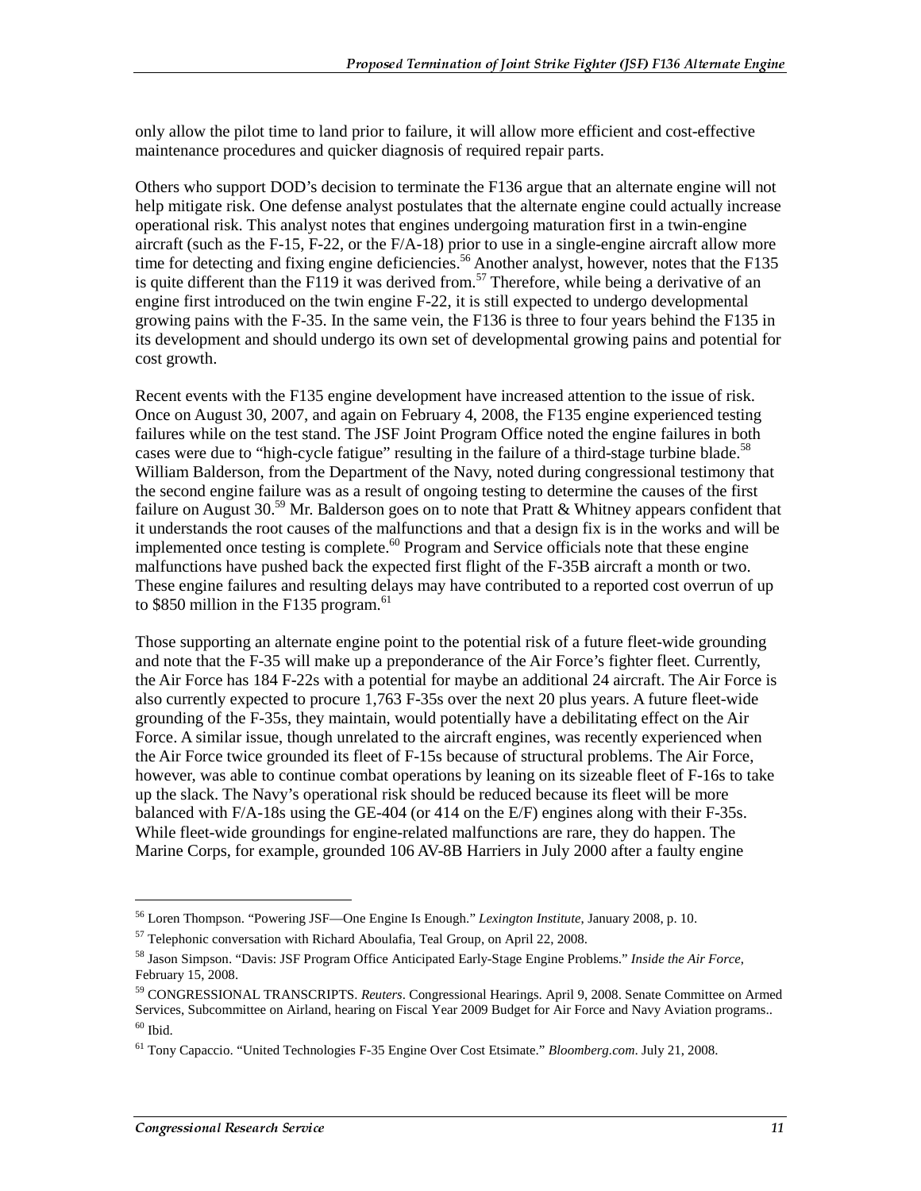only allow the pilot time to land prior to failure, it will allow more efficient and cost-effective maintenance procedures and quicker diagnosis of required repair parts.

Others who support DOD's decision to terminate the F136 argue that an alternate engine will not help mitigate risk. One defense analyst postulates that the alternate engine could actually increase operational risk. This analyst notes that engines undergoing maturation first in a twin-engine aircraft (such as the F-15, F-22, or the F/A-18) prior to use in a single-engine aircraft allow more time for detecting and fixing engine deficiencies.[56] Another analyst, however, notes that the F135 is quite different than the F119 it was derived from.[57] Therefore, while being a derivative of an engine first introduced on the twin engine F-22, it is still expected to undergo developmental growing pains with the F-35. In the same vein, the F136 is three to four years behind the F135 in its development and should undergo its own set of developmental growing pains and potential for cost growth.

Recent events with the F135 engine development have increased attention to the issue of risk. Once on August 30, 2007, and again on February 4, 2008, the F135 engine experienced testing failures while on the test stand. The JSF Joint Program Office noted the engine failures in both cases were due to "high-cycle fatigue" resulting in the failure of a third-stage turbine blade.[58] William Balderson, from the Department of the Navy, noted during congressional testimony that the second engine failure was as a result of ongoing testing to determine the causes of the first failure on August 30.[59] Mr. Balderson goes on to note that Pratt & Whitney appears confident that it understands the root causes of the malfunctions and that a design fix is in the works and will be implemented once testing is complete.[60] Program and Service officials note that these engine malfunctions have pushed back the expected first flight of the F-35B aircraft a month or two. These engine failures and resulting delays may have contributed to a reported cost overrun of up to $850 million in the F135 program.[61]

Those supporting an alternate engine point to the potential risk of a future fleet-wide grounding and note that the F-35 will make up a preponderance of the Air Force's fighter fleet. Currently, the Air Force has 184 F-22s with a potential for maybe an additional 24 aircraft. The Air Force is also currently expected to procure 1,763 F-35s over the next 20 plus years. A future fleet-wide grounding of the F-35s, they maintain, would potentially have a debilitating effect on the Air Force. A similar issue, though unrelated to the aircraft engines, was recently experienced when the Air Force twice grounded its fleet of F-15s because of structural problems. The Air Force, however, was able to continue combat operations by leaning on its sizeable fleet of F-16s to take up the slack. The Navy's operational risk should be reduced because its fleet will be more balanced with F/A-18s using the GE-404 (or 414 on the E/F) engines along with their F-35s. While fleet-wide groundings for engine-related malfunctions are rare, they do happen. The Marine Corps, for example, grounded 106 AV-8B Harriers in July 2000 after a faulty engine

---

[56] Loren Thompson. "Powering JSF—One Engine Is Enough." *Lexington Institute*, January 2008, p. 10.

[57] Telephonic conversation with Richard Aboulafia, Teal Group, on April 22, 2008.

[58] Jason Simpson. "Davis: JSF Program Office Anticipated Early-Stage Engine Problems." *Inside the Air Force*, February 15, 2008.

[59] CONGRESSIONAL TRANSCRIPTS. *Reuters*. Congressional Hearings. April 9, 2008. Senate Committee on Armed Services, Subcommittee on Airland, hearing on Fiscal Year 2009 Budget for Air Force and Navy Aviation programs..

[60] Ibid.

[61] Tony Capaccio. "United Technologies F-35 Engine Over Cost Etsimate." *Bloomberg.com*. July 21, 2008.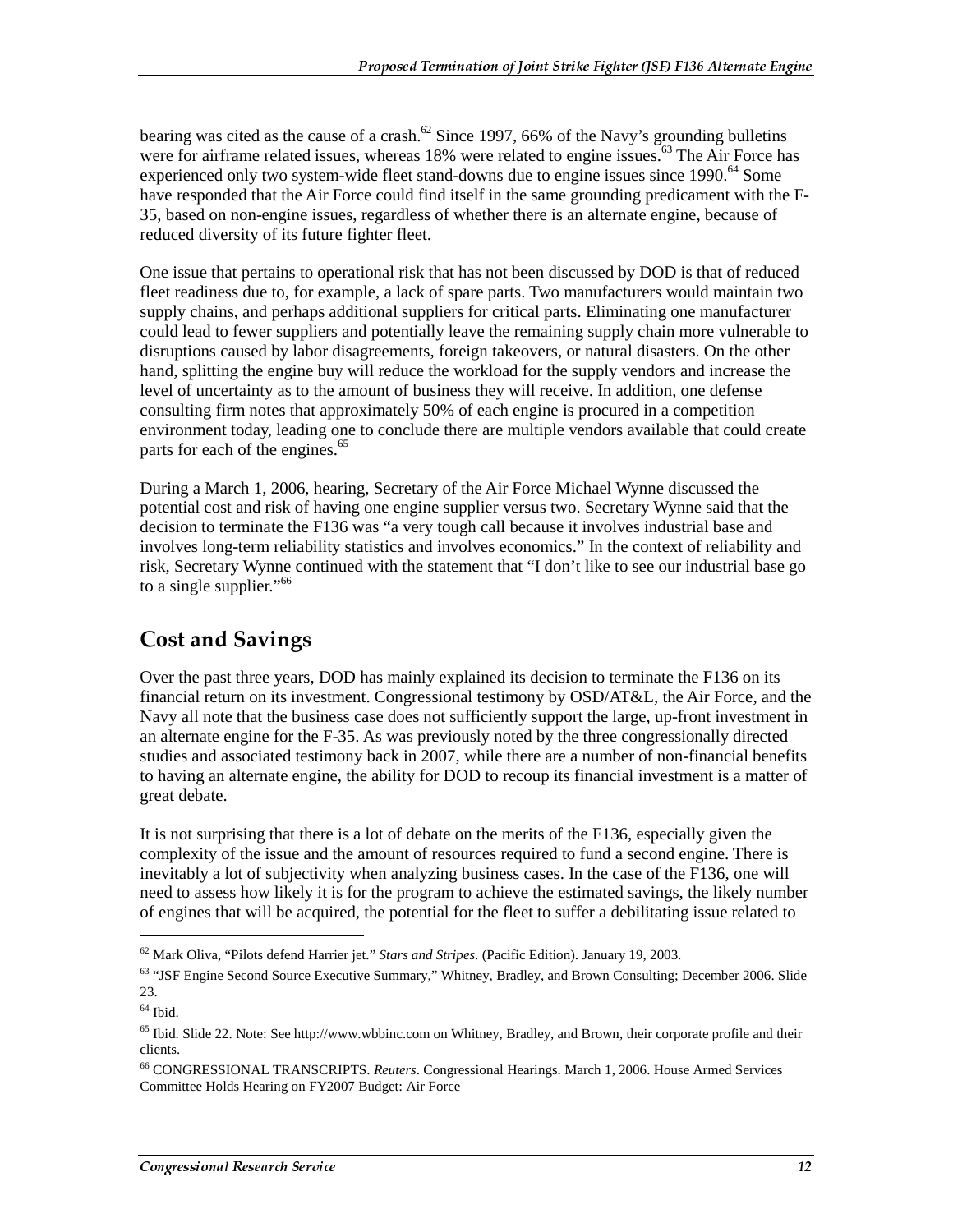bearing was cited as the cause of a crash.[62] Since 1997, 66% of the Navy's grounding bulletins were for airframe related issues, whereas 18% were related to engine issues.[63] The Air Force has experienced only two system-wide fleet stand-downs due to engine issues since 1990.[64] Some have responded that the Air Force could find itself in the same grounding predicament with the F-35, based on non-engine issues, regardless of whether there is an alternate engine, because of reduced diversity of its future fighter fleet.

One issue that pertains to operational risk that has not been discussed by DOD is that of reduced fleet readiness due to, for example, a lack of spare parts. Two manufacturers would maintain two supply chains, and perhaps additional suppliers for critical parts. Eliminating one manufacturer could lead to fewer suppliers and potentially leave the remaining supply chain more vulnerable to disruptions caused by labor disagreements, foreign takeovers, or natural disasters. On the other hand, splitting the engine buy will reduce the workload for the supply vendors and increase the level of uncertainty as to the amount of business they will receive. In addition, one defense consulting firm notes that approximately 50% of each engine is procured in a competition environment today, leading one to conclude there are multiple vendors available that could create parts for each of the engines.[65]

During a March 1, 2006, hearing, Secretary of the Air Force Michael Wynne discussed the potential cost and risk of having one engine supplier versus two. Secretary Wynne said that the decision to terminate the F136 was "a very tough call because it involves industrial base and involves long-term reliability statistics and involves economics." In the context of reliability and risk, Secretary Wynne continued with the statement that "I don't like to see our industrial base go to a single supplier."[66]

## Cost and Savings

Over the past three years, DOD has mainly explained its decision to terminate the F136 on its financial return on its investment. Congressional testimony by OSD/AT&L, the Air Force, and the Navy all note that the business case does not sufficiently support the large, up-front investment in an alternate engine for the F-35. As was previously noted by the three congressionally directed studies and associated testimony back in 2007, while there are a number of non-financial benefits to having an alternate engine, the ability for DOD to recoup its financial investment is a matter of great debate.

It is not surprising that there is a lot of debate on the merits of the F136, especially given the complexity of the issue and the amount of resources required to fund a second engine. There is inevitably a lot of subjectivity when analyzing business cases. In the case of the F136, one will need to assess how likely it is for the program to achieve the estimated savings, the likely number of engines that will be acquired, the potential for the fleet to suffer a debilitating issue related to

---

[62] Mark Oliva, "Pilots defend Harrier jet." *Stars and Stripes*. (Pacific Edition). January 19, 2003.

[63] "JSF Engine Second Source Executive Summary," Whitney, Bradley, and Brown Consulting; December 2006. Slide 23.

[64] Ibid.

[65] Ibid. Slide 22. Note: See http://www.wbbinc.com on Whitney, Bradley, and Brown, their corporate profile and their clients.

[66] CONGRESSIONAL TRANSCRIPTS. *Reuters*. Congressional Hearings. March 1, 2006. House Armed Services Committee Holds Hearing on FY2007 Budget: Air Force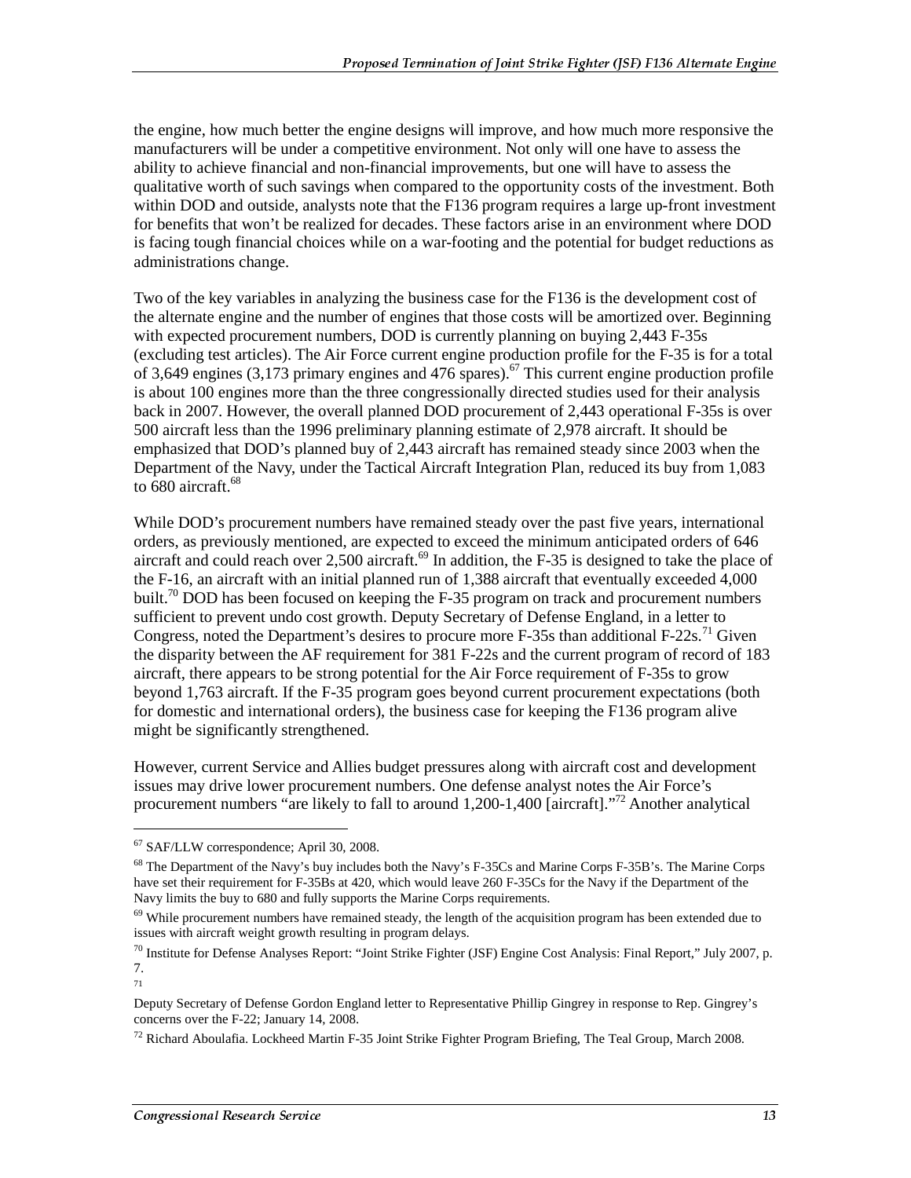the engine, how much better the engine designs will improve, and how much more responsive the manufacturers will be under a competitive environment. Not only will one have to assess the ability to achieve financial and non-financial improvements, but one will have to assess the qualitative worth of such savings when compared to the opportunity costs of the investment. Both within DOD and outside, analysts note that the F136 program requires a large up-front investment for benefits that won't be realized for decades. These factors arise in an environment where DOD is facing tough financial choices while on a war-footing and the potential for budget reductions as administrations change.

Two of the key variables in analyzing the business case for the F136 is the development cost of the alternate engine and the number of engines that those costs will be amortized over. Beginning with expected procurement numbers, DOD is currently planning on buying 2,443 F-35s (excluding test articles). The Air Force current engine production profile for the F-35 is for a total of 3,649 engines (3,173 primary engines and 476 spares).[67] This current engine production profile is about 100 engines more than the three congressionally directed studies used for their analysis back in 2007. However, the overall planned DOD procurement of 2,443 operational F-35s is over 500 aircraft less than the 1996 preliminary planning estimate of 2,978 aircraft. It should be emphasized that DOD's planned buy of 2,443 aircraft has remained steady since 2003 when the Department of the Navy, under the Tactical Aircraft Integration Plan, reduced its buy from 1,083 to 680 aircraft.[68]

While DOD's procurement numbers have remained steady over the past five years, international orders, as previously mentioned, are expected to exceed the minimum anticipated orders of 646 aircraft and could reach over 2,500 aircraft.[69] In addition, the F-35 is designed to take the place of the F-16, an aircraft with an initial planned run of 1,388 aircraft that eventually exceeded 4,000 built.[70] DOD has been focused on keeping the F-35 program on track and procurement numbers sufficient to prevent undo cost growth. Deputy Secretary of Defense England, in a letter to Congress, noted the Department's desires to procure more F-35s than additional F-22s.[71] Given the disparity between the AF requirement for 381 F-22s and the current program of record of 183 aircraft, there appears to be strong potential for the Air Force requirement of F-35s to grow beyond 1,763 aircraft. If the F-35 program goes beyond current procurement expectations (both for domestic and international orders), the business case for keeping the F136 program alive might be significantly strengthened.

However, current Service and Allies budget pressures along with aircraft cost and development issues may drive lower procurement numbers. One defense analyst notes the Air Force's procurement numbers "are likely to fall to around 1,200-1,400 [aircraft]."[72] Another analytical

---

[67] SAF/LLW correspondence; April 30, 2008.

[68] The Department of the Navy's buy includes both the Navy's F-35Cs and Marine Corps F-35B's. The Marine Corps have set their requirement for F-35Bs at 420, which would leave 260 F-35Cs for the Navy if the Department of the Navy limits the buy to 680 and fully supports the Marine Corps requirements.

[69] While procurement numbers have remained steady, the length of the acquisition program has been extended due to issues with aircraft weight growth resulting in program delays.

[70] Institute for Defense Analyses Report: "Joint Strike Fighter (JSF) Engine Cost Analysis: Final Report," July 2007, p. 7.

[71] Deputy Secretary of Defense Gordon England letter to Representative Phillip Gingrey in response to Rep. Gingrey's concerns over the F-22; January 14, 2008.

[72] Richard Aboulafia. Lockheed Martin F-35 Joint Strike Fighter Program Briefing, The Teal Group, March 2008.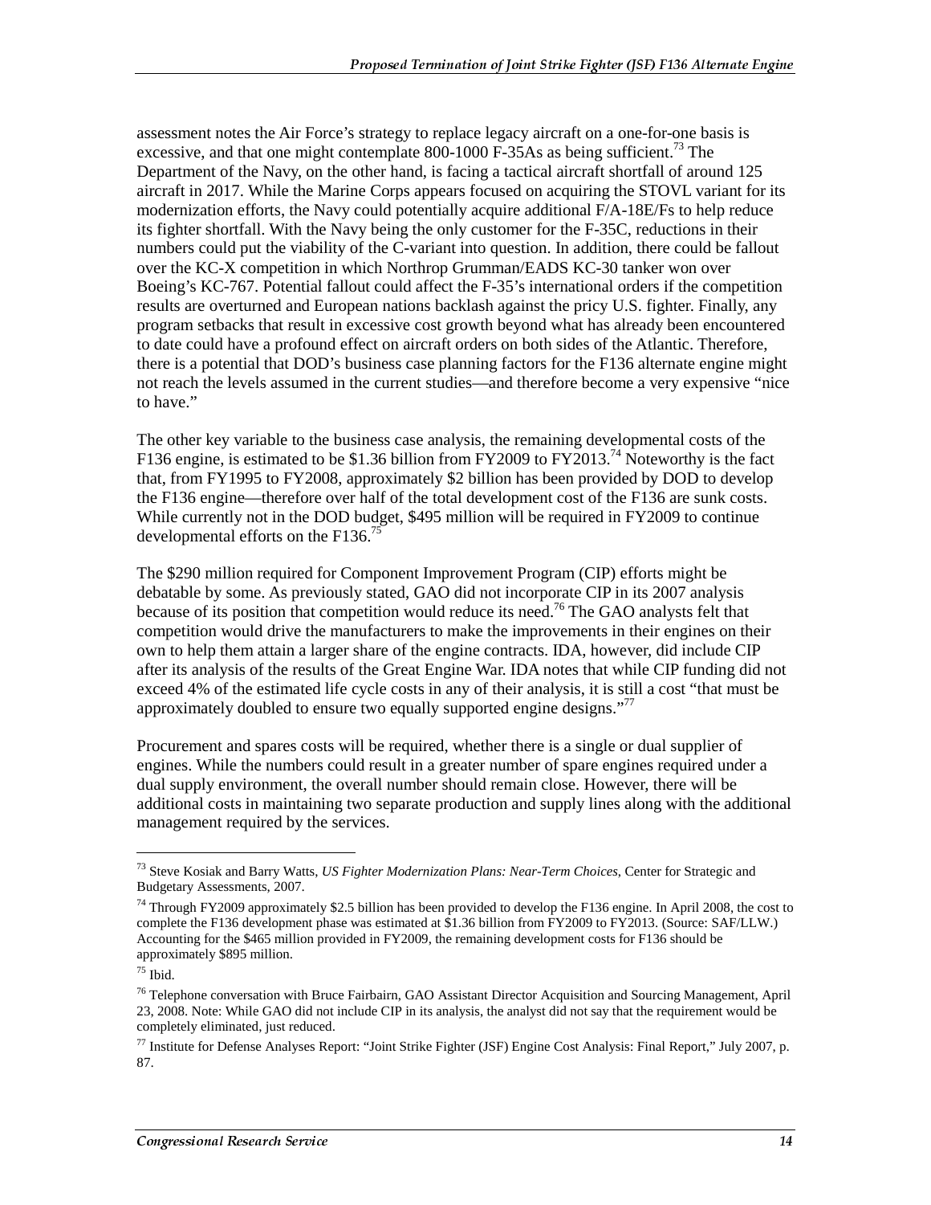assessment notes the Air Force's strategy to replace legacy aircraft on a one-for-one basis is excessive, and that one might contemplate 800-1000 F-35As as being sufficient.[73] The Department of the Navy, on the other hand, is facing a tactical aircraft shortfall of around 125 aircraft in 2017. While the Marine Corps appears focused on acquiring the STOVL variant for its modernization efforts, the Navy could potentially acquire additional F/A-18E/Fs to help reduce its fighter shortfall. With the Navy being the only customer for the F-35C, reductions in their numbers could put the viability of the C-variant into question. In addition, there could be fallout over the KC-X competition in which Northrop Grumman/EADS KC-30 tanker won over Boeing's KC-767. Potential fallout could affect the F-35's international orders if the competition results are overturned and European nations backlash against the pricy U.S. fighter. Finally, any program setbacks that result in excessive cost growth beyond what has already been encountered to date could have a profound effect on aircraft orders on both sides of the Atlantic. Therefore, there is a potential that DOD's business case planning factors for the F136 alternate engine might not reach the levels assumed in the current studies—and therefore become a very expensive "nice to have."

The other key variable to the business case analysis, the remaining developmental costs of the F136 engine, is estimated to be $1.36 billion from FY2009 to FY2013.[74] Noteworthy is the fact that, from FY1995 to FY2008, approximately $2 billion has been provided by DOD to develop the F136 engine—therefore over half of the total development cost of the F136 are sunk costs. While currently not in the DOD budget, $495 million will be required in FY2009 to continue developmental efforts on the F136.[75]

The $290 million required for Component Improvement Program (CIP) efforts might be debatable by some. As previously stated, GAO did not incorporate CIP in its 2007 analysis because of its position that competition would reduce its need.[76] The GAO analysts felt that competition would drive the manufacturers to make the improvements in their engines on their own to help them attain a larger share of the engine contracts. IDA, however, did include CIP after its analysis of the results of the Great Engine War. IDA notes that while CIP funding did not exceed 4% of the estimated life cycle costs in any of their analysis, it is still a cost "that must be approximately doubled to ensure two equally supported engine designs."[77]

Procurement and spares costs will be required, whether there is a single or dual supplier of engines. While the numbers could result in a greater number of spare engines required under a dual supply environment, the overall number should remain close. However, there will be additional costs in maintaining two separate production and supply lines along with the additional management required by the services.

---

[73] Steve Kosiak and Barry Watts, *US Fighter Modernization Plans: Near-Term Choices*, Center for Strategic and Budgetary Assessments, 2007.

[74] Through FY2009 approximately $2.5 billion has been provided to develop the F136 engine. In April 2008, the cost to complete the F136 development phase was estimated at $1.36 billion from FY2009 to FY2013. (Source: SAF/LLW.) Accounting for the $465 million provided in FY2009, the remaining development costs for F136 should be approximately $895 million.

[75] Ibid.

[76] Telephone conversation with Bruce Fairbairn, GAO Assistant Director Acquisition and Sourcing Management, April 23, 2008. Note: While GAO did not include CIP in its analysis, the analyst did not say that the requirement would be completely eliminated, just reduced.

[77] Institute for Defense Analyses Report: "Joint Strike Fighter (JSF) Engine Cost Analysis: Final Report," July 2007, p. 87.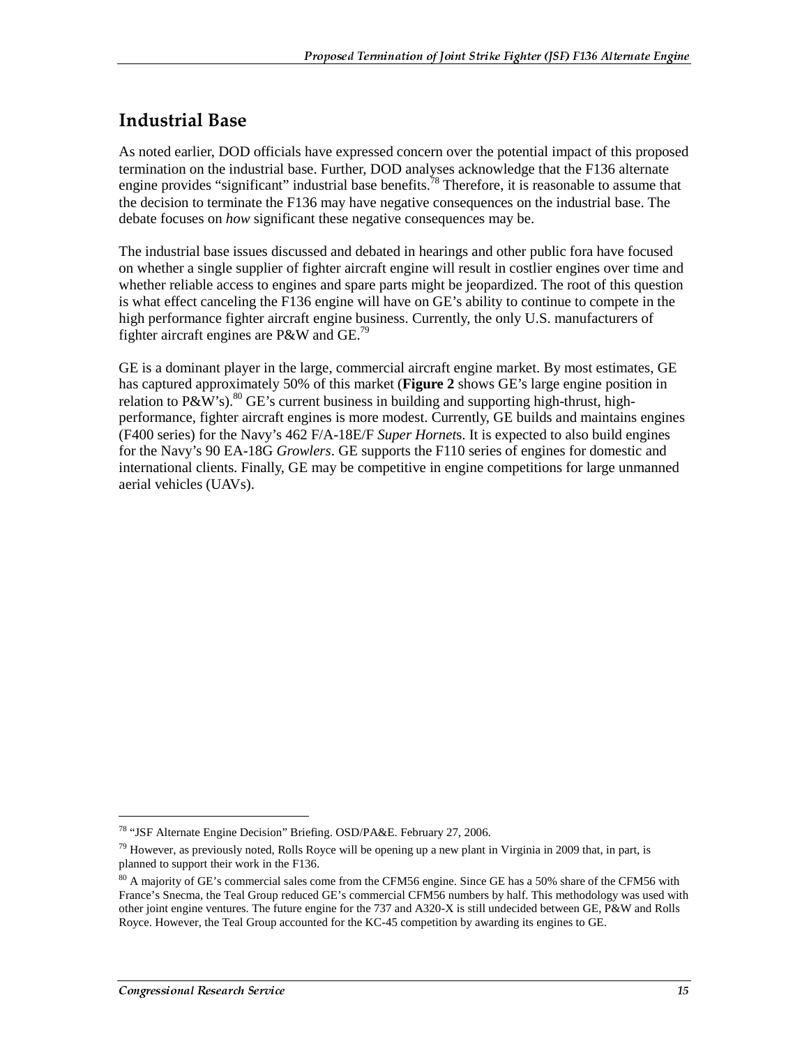## Industrial Base

As noted earlier, DOD officials have expressed concern over the potential impact of this proposed termination on the industrial base. Further, DOD analyses acknowledge that the F136 alternate engine provides "significant" industrial base benefits.[78] Therefore, it is reasonable to assume that the decision to terminate the F136 may have negative consequences on the industrial base. The debate focuses on *how* significant these negative consequences may be.

The industrial base issues discussed and debated in hearings and other public fora have focused on whether a single supplier of fighter aircraft engine will result in costlier engines over time and whether reliable access to engines and spare parts might be jeopardized. The root of this question is what effect canceling the F136 engine will have on GE's ability to continue to compete in the high performance fighter aircraft engine business. Currently, the only U.S. manufacturers of fighter aircraft engines are P&W and GE.[79]

GE is a dominant player in the large, commercial aircraft engine market. By most estimates, GE has captured approximately 50% of this market (**Figure 2** shows GE's large engine position in relation to P&W's).[80] GE's current business in building and supporting high-thrust, high-performance, fighter aircraft engines is more modest. Currently, GE builds and maintains engines (F400 series) for the Navy's 462 F/A-18E/F *Super Hornet*s. It is expected to also build engines for the Navy's 90 EA-18G *Growlers*. GE supports the F110 series of engines for domestic and international clients. Finally, GE may be competitive in engine competitions for large unmanned aerial vehicles (UAVs).

---

[78] "JSF Alternate Engine Decision" Briefing. OSD/PA&E. February 27, 2006.

[79] However, as previously noted, Rolls Royce will be opening up a new plant in Virginia in 2009 that, in part, is planned to support their work in the F136.

[80] A majority of GE's commercial sales come from the CFM56 engine. Since GE has a 50% share of the CFM56 with France's Snecma, the Teal Group reduced GE's commercial CFM56 numbers by half. This methodology was used with other joint engine ventures. The future engine for the 737 and A320-X is still undecided between GE, P&W and Rolls Royce. However, the Teal Group accounted for the KC-45 competition by awarding its engines to GE.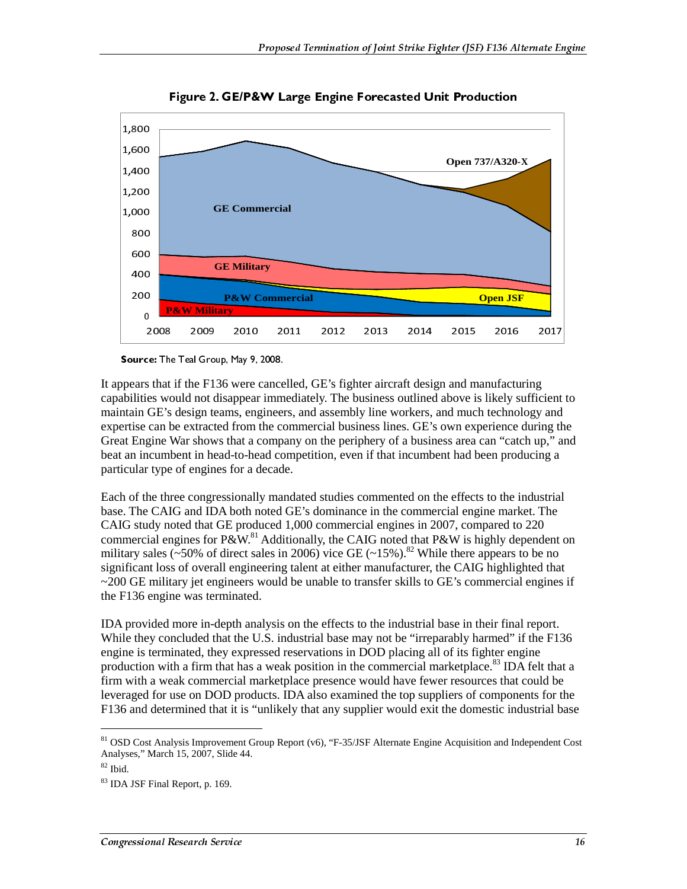**Figure 2. GE/P&W Large Engine Forecasted Unit Production**

**Source:** The Teal Group, May 9, 2008.

It appears that if the F136 were cancelled, GE's fighter aircraft design and manufacturing capabilities would not disappear immediately. The business outlined above is likely sufficient to maintain GE's design teams, engineers, and assembly line workers, and much technology and expertise can be extracted from the commercial business lines. GE's own experience during the Great Engine War shows that a company on the periphery of a business area can "catch up," and beat an incumbent in head-to-head competition, even if that incumbent had been producing a particular type of engines for a decade.

Each of the three congressionally mandated studies commented on the effects to the industrial base. The CAIG and IDA both noted GE's dominance in the commercial engine market. The CAIG study noted that GE produced 1,000 commercial engines in 2007, compared to 220 commercial engines for P&W.[81] Additionally, the CAIG noted that P&W is highly dependent on military sales (~50% of direct sales in 2006) vice GE (~15%).[82] While there appears to be no significant loss of overall engineering talent at either manufacturer, the CAIG highlighted that ~200 GE military jet engineers would be unable to transfer skills to GE's commercial engines if the F136 engine was terminated.

IDA provided more in-depth analysis on the effects to the industrial base in their final report. While they concluded that the U.S. industrial base may not be "irreparably harmed" if the F136 engine is terminated, they expressed reservations in DOD placing all of its fighter engine production with a firm that has a weak position in the commercial marketplace.[83] IDA felt that a firm with a weak commercial marketplace presence would have fewer resources that could be leveraged for use on DOD products. IDA also examined the top suppliers of components for the F136 and determined that it is "unlikely that any supplier would exit the domestic industrial base

---

[81] OSD Cost Analysis Improvement Group Report (v6), "F-35/JSF Alternate Engine Acquisition and Independent Cost Analyses," March 15, 2007, Slide 44.

[82] Ibid.

[83] IDA JSF Final Report, p. 169.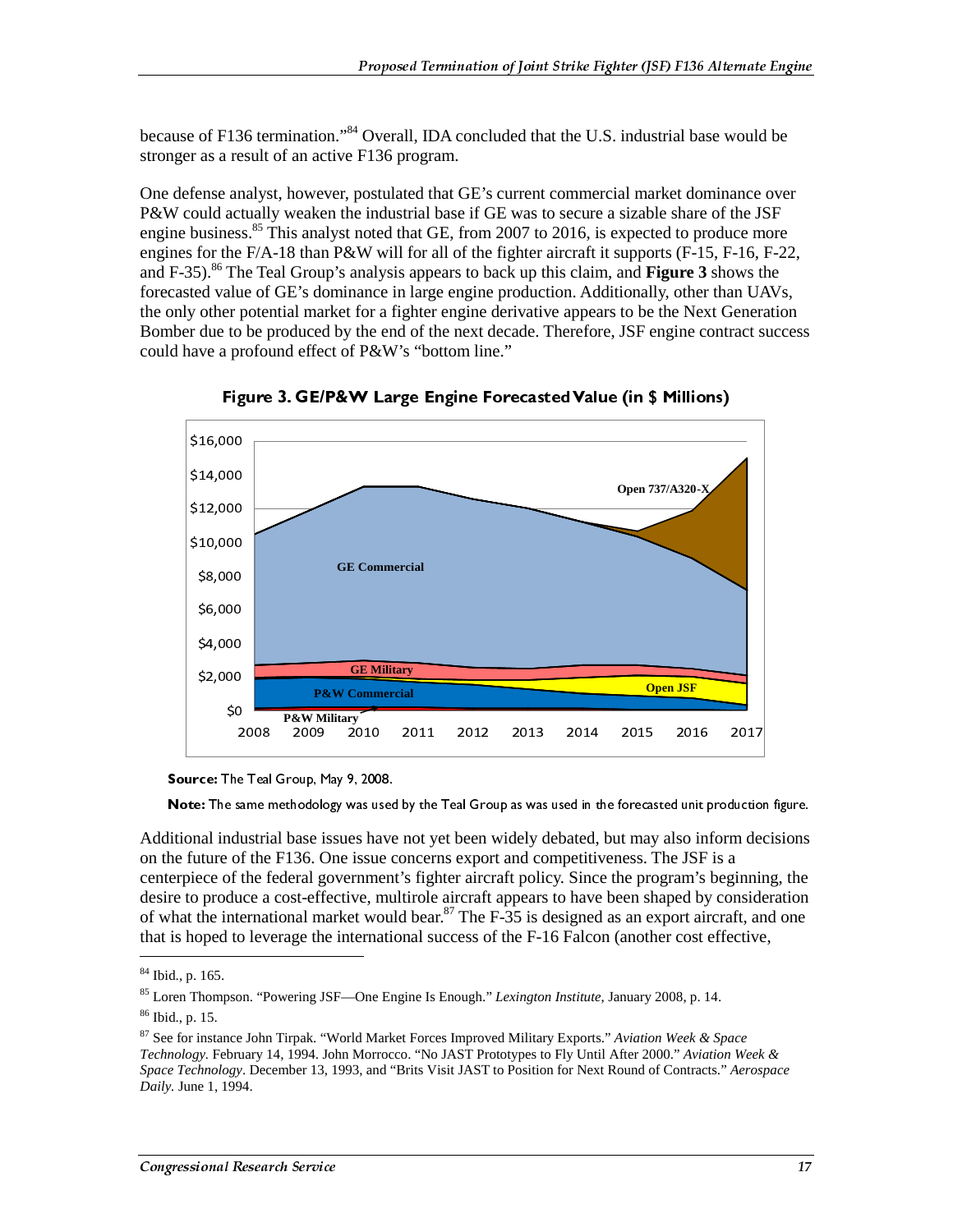because of F136 termination."[84] Overall, IDA concluded that the U.S. industrial base would be stronger as a result of an active F136 program.

One defense analyst, however, postulated that GE's current commercial market dominance over P&W could actually weaken the industrial base if GE was to secure a sizable share of the JSF engine business.[85] This analyst noted that GE, from 2007 to 2016, is expected to produce more engines for the F/A-18 than P&W will for all of the fighter aircraft it supports (F-15, F-16, F-22, and F-35).[86] The Teal Group's analysis appears to back up this claim, and **Figure 3** shows the forecasted value of GE's dominance in large engine production. Additionally, other than UAVs, the only other potential market for a fighter engine derivative appears to be the Next Generation Bomber due to be produced by the end of the next decade. Therefore, JSF engine contract success could have a profound effect of P&W's "bottom line."

**Figure 3. GE/P&W Large Engine Forecasted Value (in $ Millions)**

**Source:** The Teal Group, May 9, 2008.

**Note:** The same methodology was used by the Teal Group as was used in the forecasted unit production figure.

Additional industrial base issues have not yet been widely debated, but may also inform decisions on the future of the F136. One issue concerns export and competitiveness. The JSF is a centerpiece of the federal government's fighter aircraft policy. Since the program's beginning, the desire to produce a cost-effective, multirole aircraft appears to have been shaped by consideration of what the international market would bear.[87] The F-35 is designed as an export aircraft, and one that is hoped to leverage the international success of the F-16 Falcon (another cost effective,

[84] Ibid., p. 165.

[85] Loren Thompson. "Powering JSF—One Engine Is Enough." *Lexington Institute*, January 2008, p. 14.

[86] Ibid., p. 15.

[87] See for instance John Tirpak. "World Market Forces Improved Military Exports." *Aviation Week & Space Technology*. February 14, 1994. John Morrocco. "No JAST Prototypes to Fly Until After 2000." *Aviation Week & Space Technology*. December 13, 1993, and "Brits Visit JAST to Position for Next Round of Contracts." *Aerospace Daily*. June 1, 1994.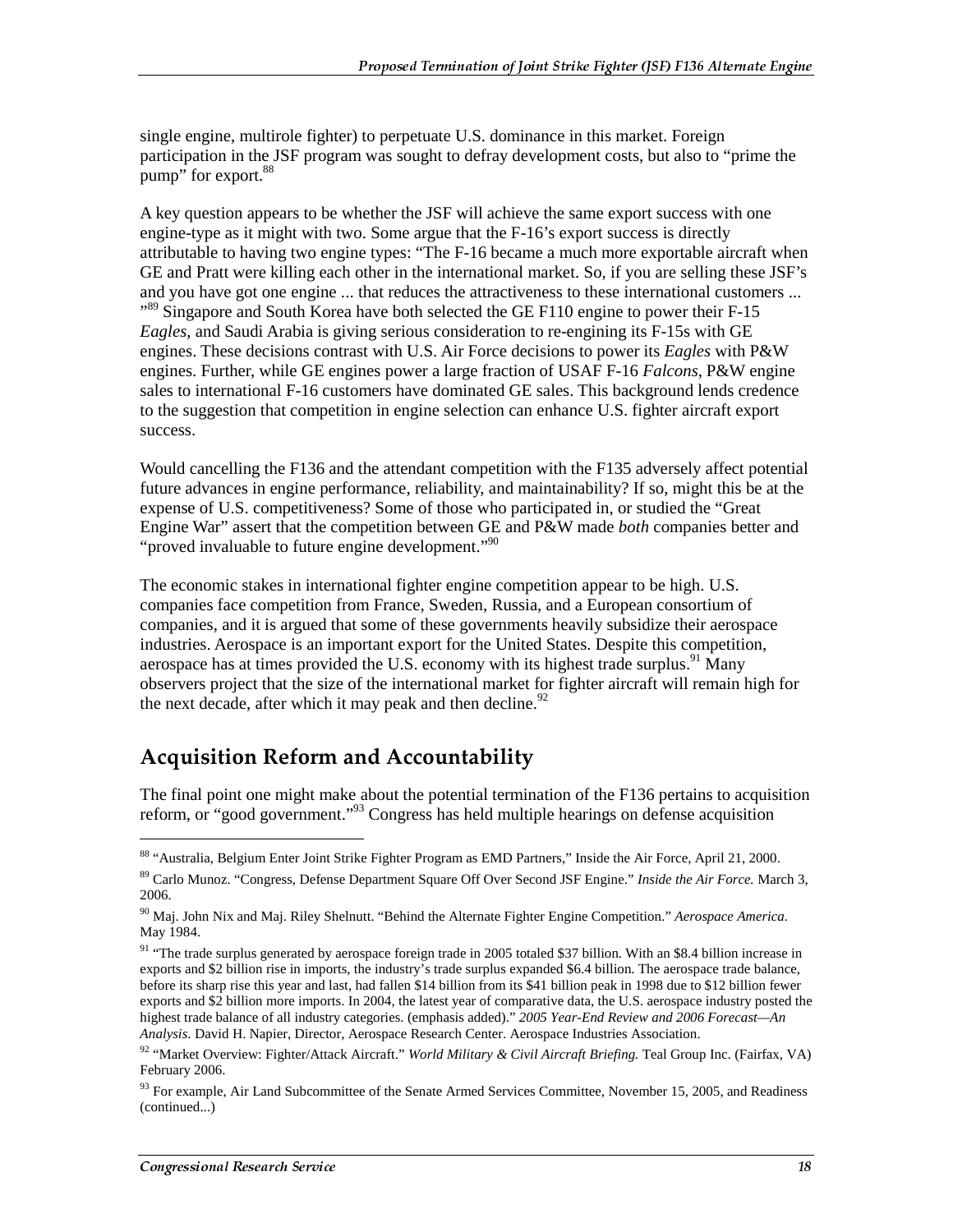single engine, multirole fighter) to perpetuate U.S. dominance in this market. Foreign participation in the JSF program was sought to defray development costs, but also to "prime the pump" for export.[88]

A key question appears to be whether the JSF will achieve the same export success with one engine-type as it might with two. Some argue that the F-16's export success is directly attributable to having two engine types: "The F-16 became a much more exportable aircraft when GE and Pratt were killing each other in the international market. So, if you are selling these JSF's and you have got one engine ... that reduces the attractiveness to these international customers ... "[89] Singapore and South Korea have both selected the GE F110 engine to power their F-15 *Eagles*, and Saudi Arabia is giving serious consideration to re-engining its F-15s with GE engines. These decisions contrast with U.S. Air Force decisions to power its *Eagles* with P&W engines. Further, while GE engines power a large fraction of USAF F-16 *Falcons*, P&W engine sales to international F-16 customers have dominated GE sales. This background lends credence to the suggestion that competition in engine selection can enhance U.S. fighter aircraft export success.

Would cancelling the F136 and the attendant competition with the F135 adversely affect potential future advances in engine performance, reliability, and maintainability? If so, might this be at the expense of U.S. competitiveness? Some of those who participated in, or studied the "Great Engine War" assert that the competition between GE and P&W made *both* companies better and "proved invaluable to future engine development."[90]

The economic stakes in international fighter engine competition appear to be high. U.S. companies face competition from France, Sweden, Russia, and a European consortium of companies, and it is argued that some of these governments heavily subsidize their aerospace industries. Aerospace is an important export for the United States. Despite this competition, aerospace has at times provided the U.S. economy with its highest trade surplus.[91] Many observers project that the size of the international market for fighter aircraft will remain high for the next decade, after which it may peak and then decline.[92]

## Acquisition Reform and Accountability

The final point one might make about the potential termination of the F136 pertains to acquisition reform, or "good government."[93] Congress has held multiple hearings on defense acquisition

---

[88] "Australia, Belgium Enter Joint Strike Fighter Program as EMD Partners," Inside the Air Force, April 21, 2000.

[89] Carlo Munoz. "Congress, Defense Department Square Off Over Second JSF Engine." *Inside the Air Force.* March 3, 2006.

[90] Maj. John Nix and Maj. Riley Shelnutt. "Behind the Alternate Fighter Engine Competition." *Aerospace America.* May 1984.

[91] "The trade surplus generated by aerospace foreign trade in 2005 totaled $37 billion. With an $8.4 billion increase in exports and $2 billion rise in imports, the industry's trade surplus expanded $6.4 billion. The aerospace trade balance, before its sharp rise this year and last, had fallen $14 billion from its $41 billion peak in 1998 due to $12 billion fewer exports and $2 billion more imports. In 2004, the latest year of comparative data, the U.S. aerospace industry posted the highest trade balance of all industry categories. (emphasis added)." *2005 Year-End Review and 2006 Forecast—An Analysis.* David H. Napier, Director, Aerospace Research Center. Aerospace Industries Association.

[92] "Market Overview: Fighter/Attack Aircraft." *World Military & Civil Aircraft Briefing.* Teal Group Inc. (Fairfax, VA) February 2006.

[93] For example, Air Land Subcommittee of the Senate Armed Services Committee, November 15, 2005, and Readiness (continued...)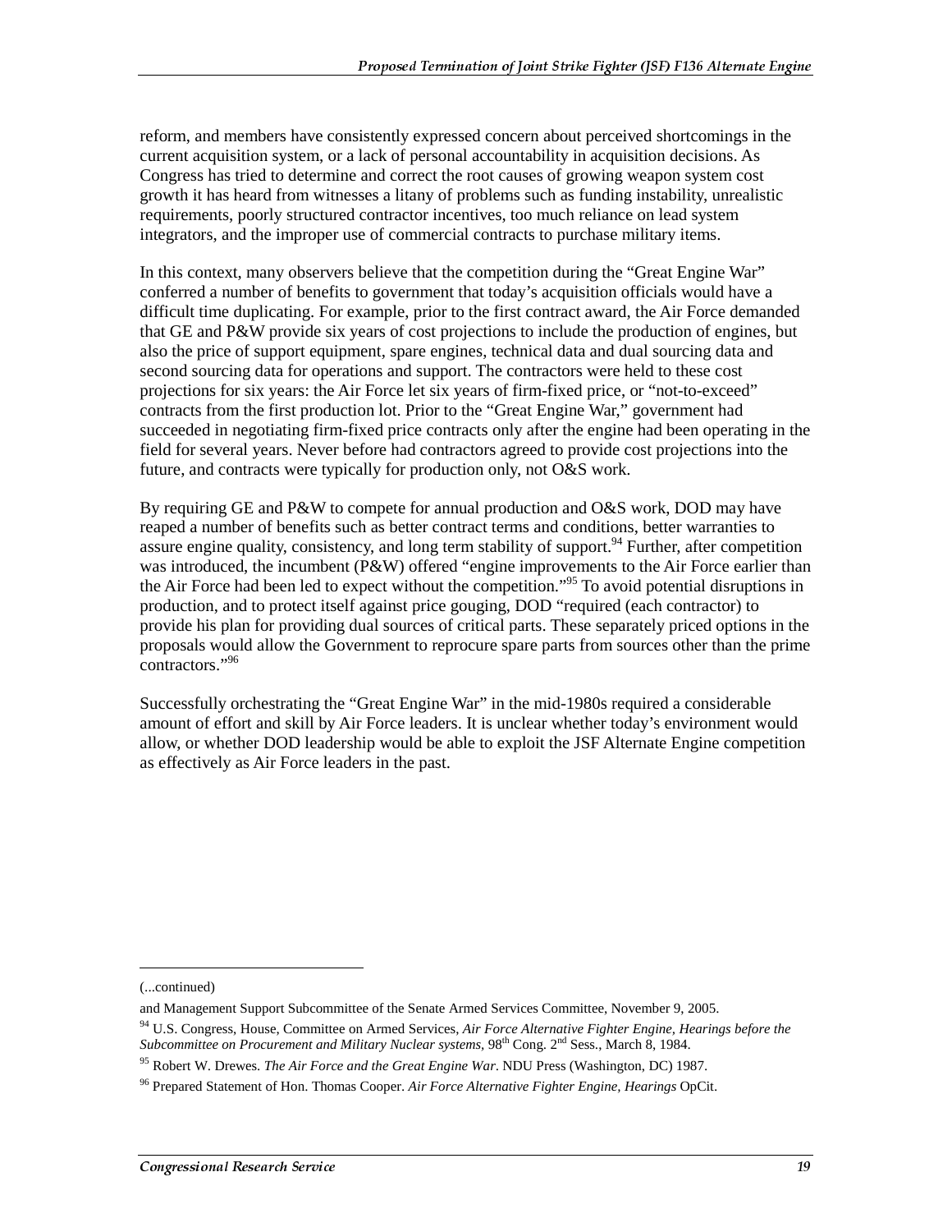reform, and members have consistently expressed concern about perceived shortcomings in the current acquisition system, or a lack of personal accountability in acquisition decisions. As Congress has tried to determine and correct the root causes of growing weapon system cost growth it has heard from witnesses a litany of problems such as funding instability, unrealistic requirements, poorly structured contractor incentives, too much reliance on lead system integrators, and the improper use of commercial contracts to purchase military items.

In this context, many observers believe that the competition during the "Great Engine War" conferred a number of benefits to government that today's acquisition officials would have a difficult time duplicating. For example, prior to the first contract award, the Air Force demanded that GE and P&W provide six years of cost projections to include the production of engines, but also the price of support equipment, spare engines, technical data and dual sourcing data and second sourcing data for operations and support. The contractors were held to these cost projections for six years: the Air Force let six years of firm-fixed price, or "not-to-exceed" contracts from the first production lot. Prior to the "Great Engine War," government had succeeded in negotiating firm-fixed price contracts only after the engine had been operating in the field for several years. Never before had contractors agreed to provide cost projections into the future, and contracts were typically for production only, not O&S work.

By requiring GE and P&W to compete for annual production and O&S work, DOD may have reaped a number of benefits such as better contract terms and conditions, better warranties to assure engine quality, consistency, and long term stability of support.[94] Further, after competition was introduced, the incumbent (P&W) offered "engine improvements to the Air Force earlier than the Air Force had been led to expect without the competition."[95] To avoid potential disruptions in production, and to protect itself against price gouging, DOD "required (each contractor) to provide his plan for providing dual sources of critical parts. These separately priced options in the proposals would allow the Government to reprocure spare parts from sources other than the prime contractors."[96]

Successfully orchestrating the "Great Engine War" in the mid-1980s required a considerable amount of effort and skill by Air Force leaders. It is unclear whether today's environment would allow, or whether DOD leadership would be able to exploit the JSF Alternate Engine competition as effectively as Air Force leaders in the past.

---

(...continued)

and Management Support Subcommittee of the Senate Armed Services Committee, November 9, 2005.

[94] U.S. Congress, House, Committee on Armed Services, *Air Force Alternative Fighter Engine, Hearings before the Subcommittee on Procurement and Military Nuclear systems*, 98th Cong. 2nd Sess., March 8, 1984.

[95] Robert W. Drewes. *The Air Force and the Great Engine War*. NDU Press (Washington, DC) 1987.

[96] Prepared Statement of Hon. Thomas Cooper. *Air Force Alternative Fighter Engine, Hearings* OpCit.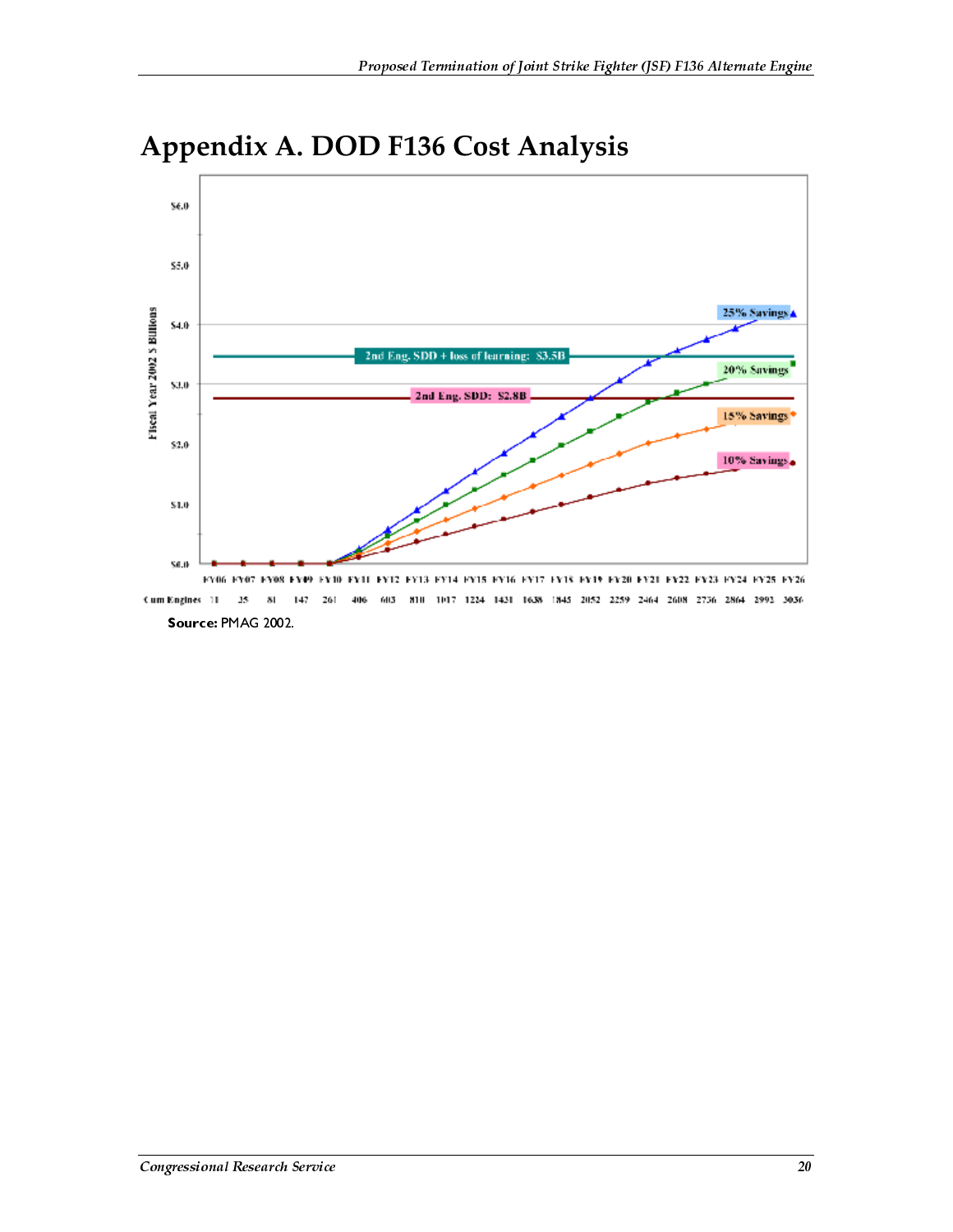# Appendix A. DOD F136 Cost Analysis

Fiscal Year 2002 $ Billions

$6.0

$5.0

$4.0

$3.0

$2.0

$1.0

$0.0

25% Savings

2nd Eng. SDD + loss of learning: $3.5B

20% Savings

2nd Eng. SDD: $2.8B

15% Savings

10% Savings

| | FY06 | FY07 | FY08 | FY09 | FY10 | FY11 | FY12 | FY13 | FY14 | FY15 | FY16 | FY17 | FY18 | FY19 | FY20 | FY21 | FY22 | FY23 | FY24 | FY25 | FY26 |
|---|---|---|---|---|---|---|---|---|---|---|---|---|---|---|---|---|---|---|---|---|---|
| Cum Engines | 11 | 35 | 81 | 147 | 261 | 406 | 603 | 810 | 1017 | 1224 | 1431 | 1638 | 1845 | 2052 | 2259 | 2464 | 2608 | 2736 | 2864 | 2993 | 3036 |

**Source:** PMAG 2002.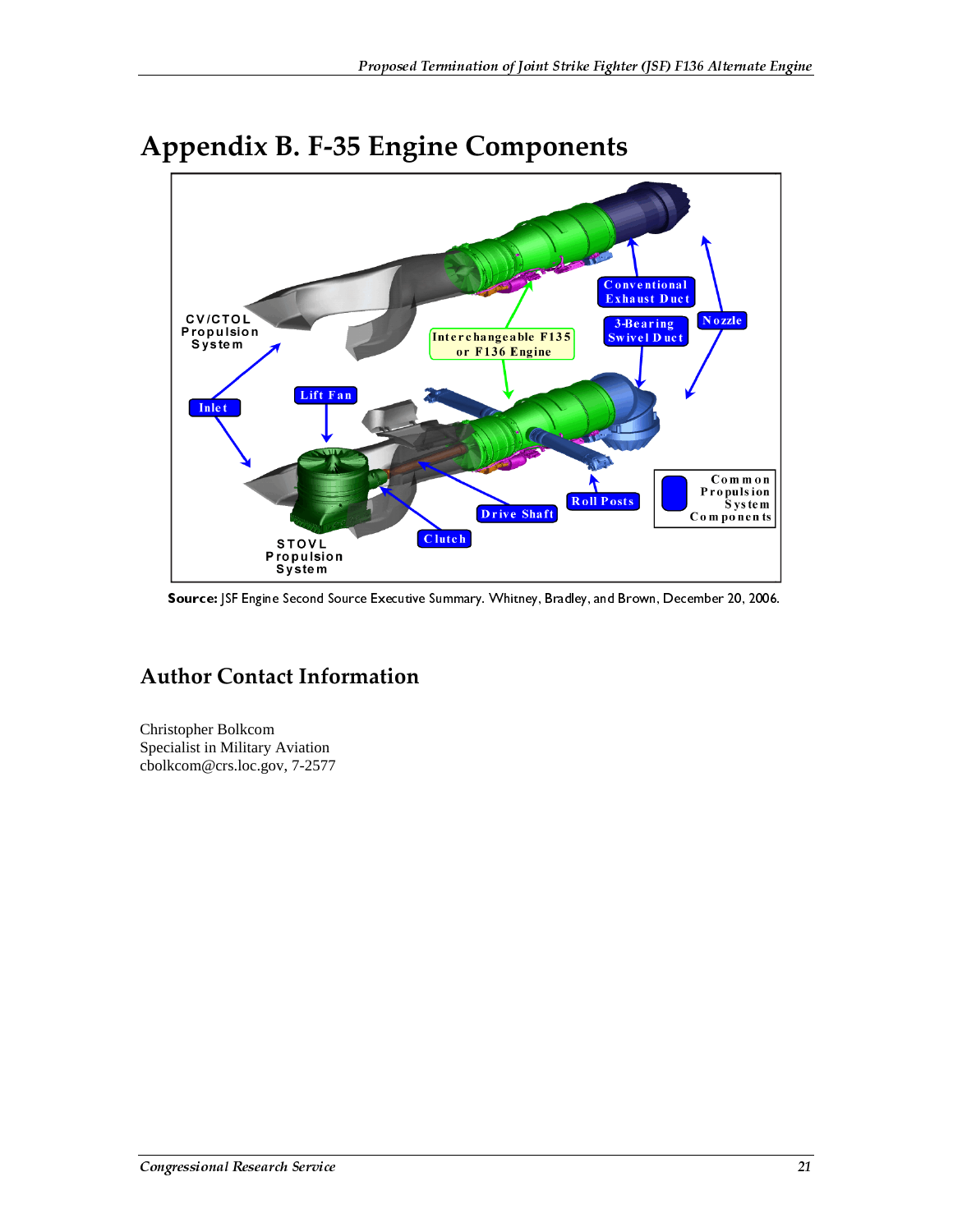# Appendix B. F-35 Engine Components

CV/CTOL Propulsion System

Interchangeable F135 or F136 Engine

Conventional Exhaust Duct

3-Bearing Swivel Duct

Nozzle

Inlet

Lift Fan

Drive Shaft

Roll Posts

Clutch

STOVL Propulsion System

Common Propulsion System Components

**Source:** JSF Engine Second Source Executive Summary. Whitney, Bradley, and Brown, December 20, 2006.

## Author Contact Information

Christopher Bolkcom
Specialist in Military Aviation
cbolkcom@crs.loc.gov, 7-2577